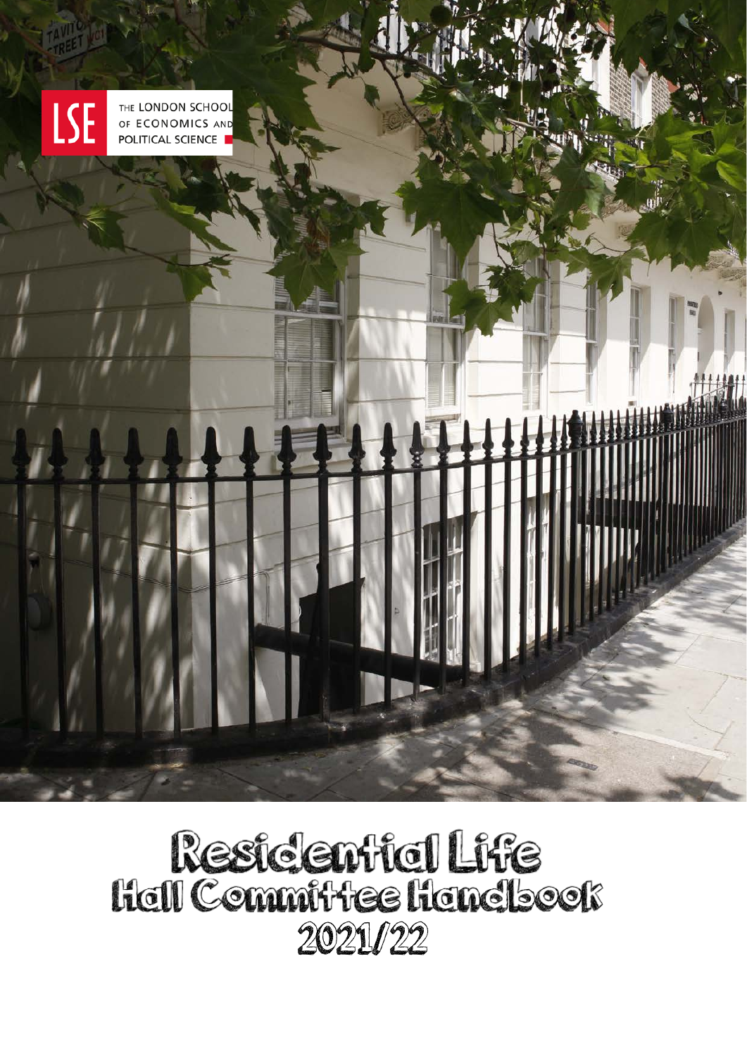THE LONDON SCHOOL OF ECONOMICS AND POLITICAL SCIENCE

# Residential Life
# Hall Committee Handbook
# 2021/22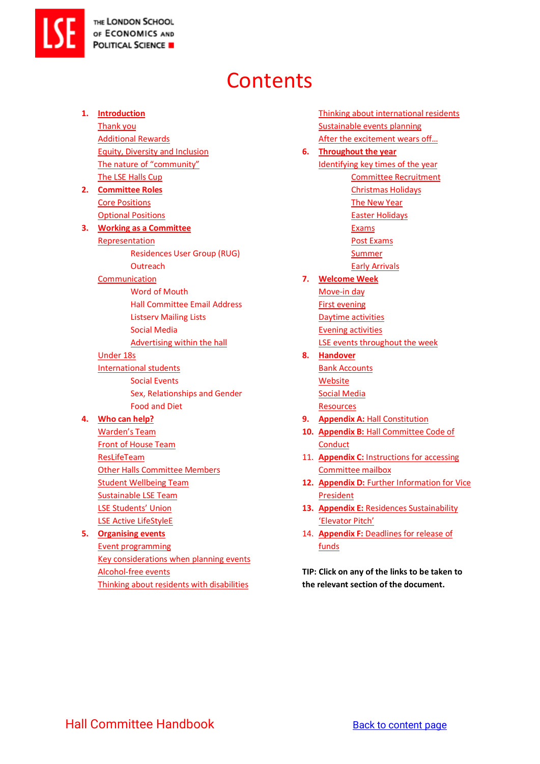# Contents

1. **Introduction**
   - Thank you
   - Additional Rewards
   - Equity, Diversity and Inclusion
   - The nature of "community"
   - The LSE Halls Cup
2. **Committee Roles**
   - Core Positions
   - Optional Positions
3. **Working as a Committee**
   - Representation
     - Residences User Group (RUG)
     - Outreach
   - Communication
     - Word of Mouth
     - Hall Committee Email Address
     - Listserv Mailing Lists
     - Social Media
     - Advertising within the hall
   - Under 18s
   - International students
     - Social Events
     - Sex, Relationships and Gender
     - Food and Diet
4. **Who can help?**
   - Warden's Team
   - Front of House Team
   - ResLifeTeam
   - Other Halls Committee Members
   - Student Wellbeing Team
   - Sustainable LSE Team
   - LSE Students' Union
   - LSE Active LifeStylE
5. **Organising events**
   - Event programming
   - Key considerations when planning events
   - Alcohol-free events
   - Thinking about residents with disabilities
   - Thinking about international residents
   - Sustainable events planning
   - After the excitement wears off…
6. **Throughout the year**
   - Identifying key times of the year
     - Committee Recruitment
     - Christmas Holidays
     - The New Year
     - Easter Holidays
     - Exams
     - Post Exams
     - Summer
     - Early Arrivals
7. **Welcome Week**
   - Move-in day
   - First evening
   - Daytime activities
   - Evening activities
   - LSE events throughout the week
8. **Handover**
   - Bank Accounts
   - Website
   - Social Media
   - Resources
9. **Appendix A:** Hall Constitution
10. **Appendix B:** Hall Committee Code of Conduct
11. **Appendix C:** Instructions for accessing Committee mailbox
12. **Appendix D:** Further Information for Vice President
13. **Appendix E:** Residences Sustainability 'Elevator Pitch'
14. **Appendix F:** Deadlines for release of funds

**TIP: Click on any of the links to be taken to the relevant section of the document.**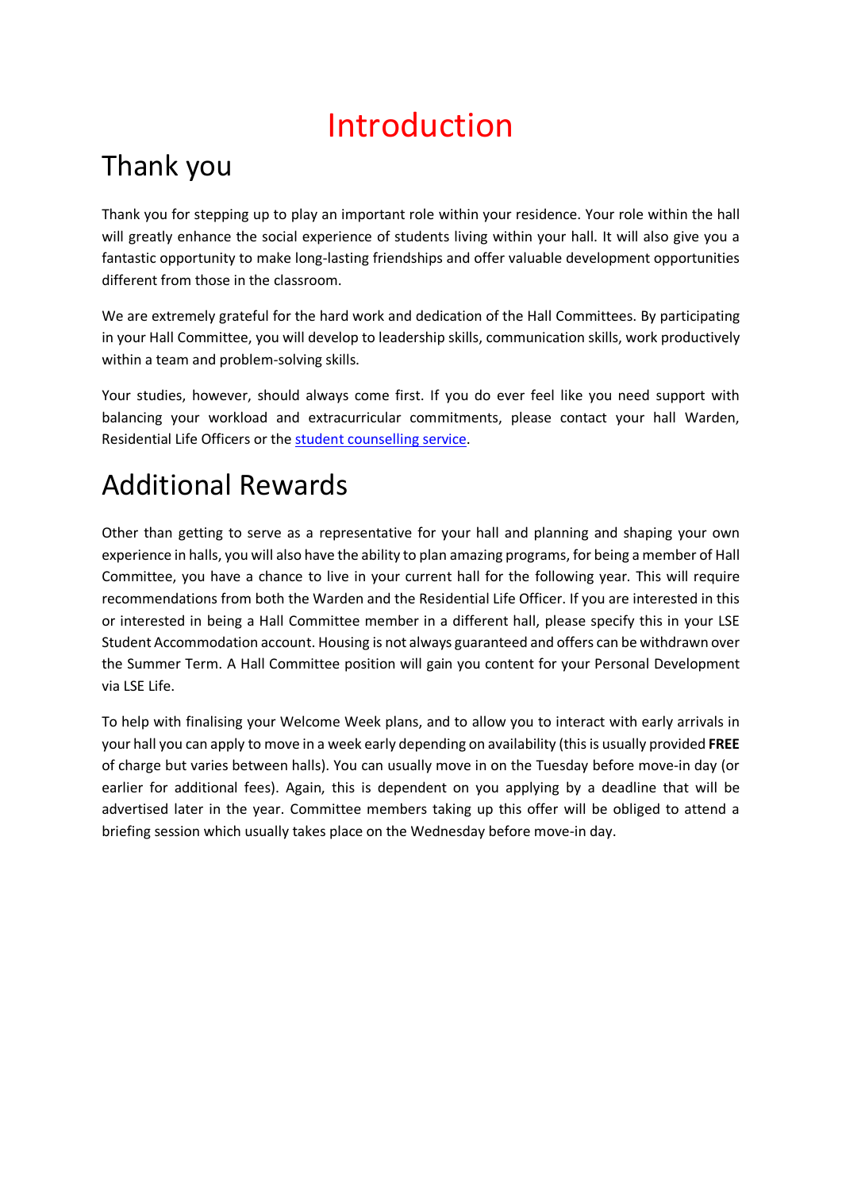# Introduction

## Thank you

Thank you for stepping up to play an important role within your residence. Your role within the hall will greatly enhance the social experience of students living within your hall. It will also give you a fantastic opportunity to make long-lasting friendships and offer valuable development opportunities different from those in the classroom.

We are extremely grateful for the hard work and dedication of the Hall Committees. By participating in your Hall Committee, you will develop to leadership skills, communication skills, work productively within a team and problem-solving skills.

Your studies, however, should always come first. If you do ever feel like you need support with balancing your workload and extracurricular commitments, please contact your hall Warden, Residential Life Officers or the [student counselling service].

## Additional Rewards

Other than getting to serve as a representative for your hall and planning and shaping your own experience in halls, you will also have the ability to plan amazing programs, for being a member of Hall Committee, you have a chance to live in your current hall for the following year. This will require recommendations from both the Warden and the Residential Life Officer. If you are interested in this or interested in being a Hall Committee member in a different hall, please specify this in your LSE Student Accommodation account. Housing is not always guaranteed and offers can be withdrawn over the Summer Term. A Hall Committee position will gain you content for your Personal Development via LSE Life.

To help with finalising your Welcome Week plans, and to allow you to interact with early arrivals in your hall you can apply to move in a week early depending on availability (this is usually provided **FREE** of charge but varies between halls). You can usually move in on the Tuesday before move-in day (or earlier for additional fees). Again, this is dependent on you applying by a deadline that will be advertised later in the year. Committee members taking up this offer will be obliged to attend a briefing session which usually takes place on the Wednesday before move-in day.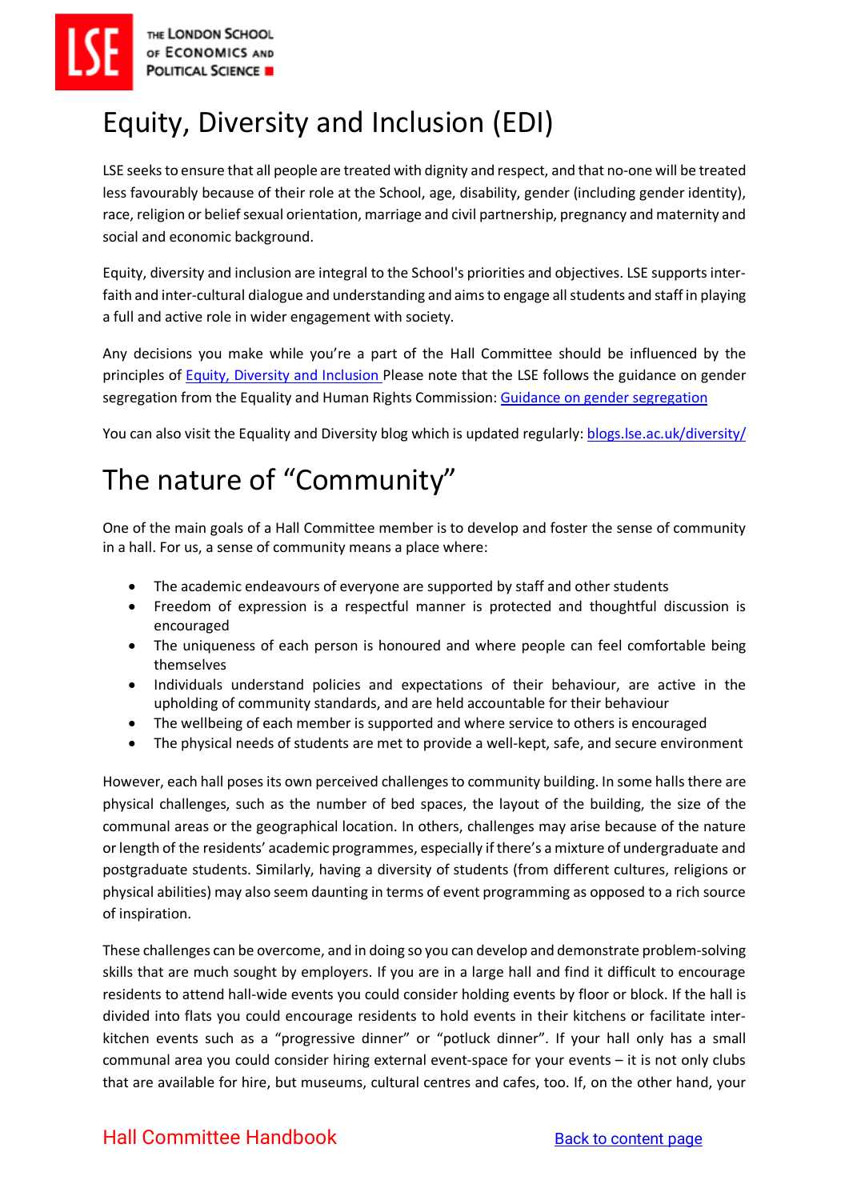# Equity, Diversity and Inclusion (EDI)

LSE seeks to ensure that all people are treated with dignity and respect, and that no-one will be treated less favourably because of their role at the School, age, disability, gender (including gender identity), race, religion or belief sexual orientation, marriage and civil partnership, pregnancy and maternity and social and economic background.

Equity, diversity and inclusion are integral to the School's priorities and objectives. LSE supports inter-faith and inter-cultural dialogue and understanding and aims to engage all students and staff in playing a full and active role in wider engagement with society.

Any decisions you make while you're a part of the Hall Committee should be influenced by the principles of Equity, Diversity and Inclusion Please note that the LSE follows the guidance on gender segregation from the Equality and Human Rights Commission: Guidance on gender segregation

You can also visit the Equality and Diversity blog which is updated regularly: blogs.lse.ac.uk/diversity/

# The nature of "Community"

One of the main goals of a Hall Committee member is to develop and foster the sense of community in a hall. For us, a sense of community means a place where:

- The academic endeavours of everyone are supported by staff and other students
- Freedom of expression is a respectful manner is protected and thoughtful discussion is encouraged
- The uniqueness of each person is honoured and where people can feel comfortable being themselves
- Individuals understand policies and expectations of their behaviour, are active in the upholding of community standards, and are held accountable for their behaviour
- The wellbeing of each member is supported and where service to others is encouraged
- The physical needs of students are met to provide a well-kept, safe, and secure environment

However, each hall poses its own perceived challenges to community building. In some halls there are physical challenges, such as the number of bed spaces, the layout of the building, the size of the communal areas or the geographical location. In others, challenges may arise because of the nature or length of the residents' academic programmes, especially if there's a mixture of undergraduate and postgraduate students. Similarly, having a diversity of students (from different cultures, religions or physical abilities) may also seem daunting in terms of event programming as opposed to a rich source of inspiration.

These challenges can be overcome, and in doing so you can develop and demonstrate problem-solving skills that are much sought by employers. If you are in a large hall and find it difficult to encourage residents to attend hall-wide events you could consider holding events by floor or block. If the hall is divided into flats you could encourage residents to hold events in their kitchens or facilitate inter-kitchen events such as a "progressive dinner" or "potluck dinner". If your hall only has a small communal area you could consider hiring external event-space for your events – it is not only clubs that are available for hire, but museums, cultural centres and cafes, too. If, on the other hand, your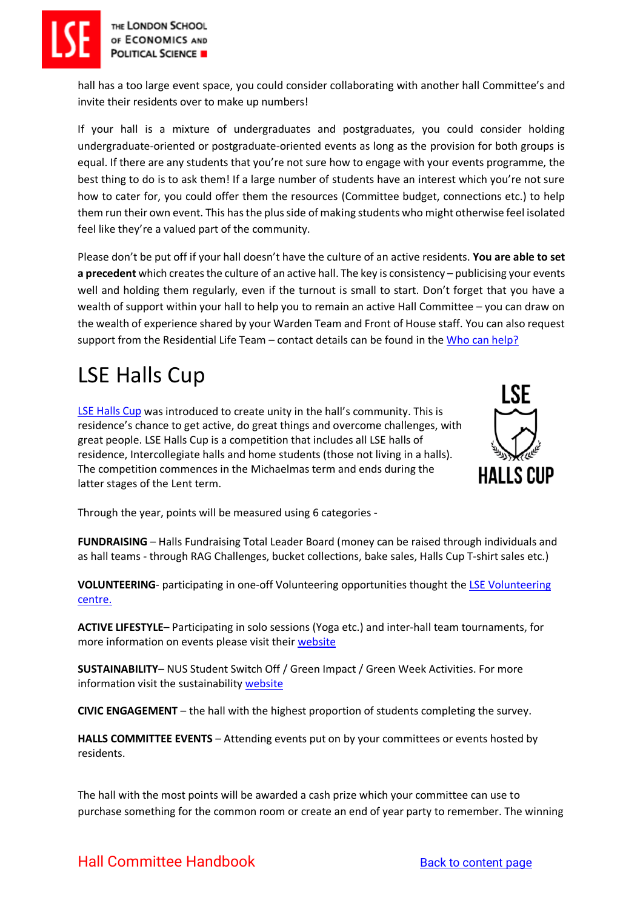hall has a too large event space, you could consider collaborating with another hall Committee's and invite their residents over to make up numbers!

If your hall is a mixture of undergraduates and postgraduates, you could consider holding undergraduate-oriented or postgraduate-oriented events as long as the provision for both groups is equal. If there are any students that you're not sure how to engage with your events programme, the best thing to do is to ask them! If a large number of students have an interest which you're not sure how to cater for, you could offer them the resources (Committee budget, connections etc.) to help them run their own event. This has the plus side of making students who might otherwise feel isolated feel like they're a valued part of the community.

Please don't be put off if your hall doesn't have the culture of an active residents. **You are able to set a precedent** which creates the culture of an active hall. The key is consistency – publicising your events well and holding them regularly, even if the turnout is small to start. Don't forget that you have a wealth of support within your hall to help you to remain an active Hall Committee – you can draw on the wealth of experience shared by your Warden Team and Front of House staff. You can also request support from the Residential Life Team – contact details can be found in the Who can help?

# LSE Halls Cup

LSE Halls Cup was introduced to create unity in the hall's community. This is residence's chance to get active, do great things and overcome challenges, with great people. LSE Halls Cup is a competition that includes all LSE halls of residence, Intercollegiate halls and home students (those not living in a halls). The competition commences in the Michaelmas term and ends during the latter stages of the Lent term.

Through the year, points will be measured using 6 categories -

**FUNDRAISING** – Halls Fundraising Total Leader Board (money can be raised through individuals and as hall teams - through RAG Challenges, bucket collections, bake sales, Halls Cup T-shirt sales etc.)

**VOLUNTEERING**- participating in one-off Volunteering opportunities thought the LSE Volunteering centre.

**ACTIVE LIFESTYLE**– Participating in solo sessions (Yoga etc.) and inter-hall team tournaments, for more information on events please visit their website

**SUSTAINABILITY**– NUS Student Switch Off / Green Impact / Green Week Activities. For more information visit the sustainability website

**CIVIC ENGAGEMENT** – the hall with the highest proportion of students completing the survey.

**HALLS COMMITTEE EVENTS** – Attending events put on by your committees or events hosted by residents.

The hall with the most points will be awarded a cash prize which your committee can use to purchase something for the common room or create an end of year party to remember. The winning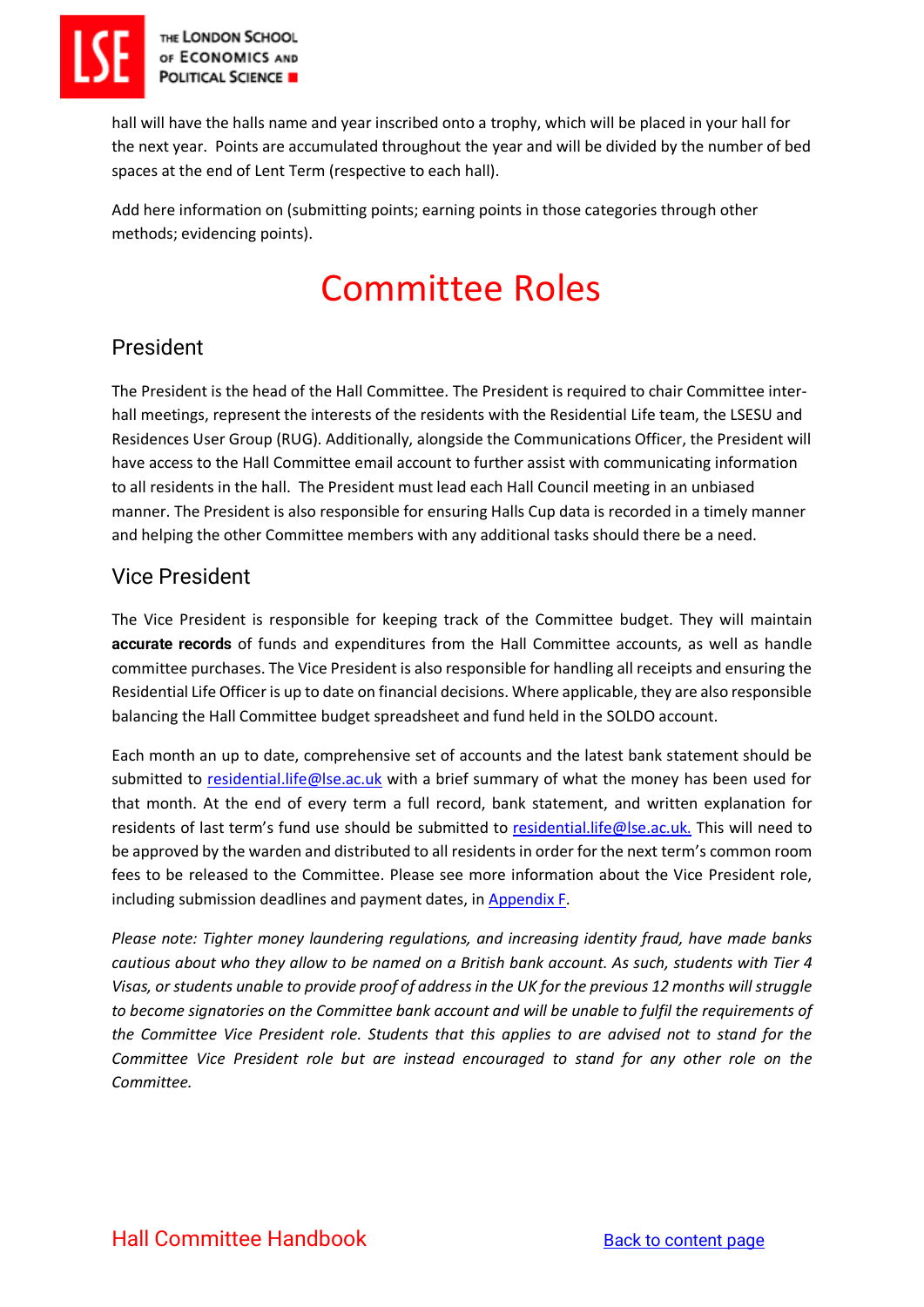hall will have the halls name and year inscribed onto a trophy, which will be placed in your hall for the next year. Points are accumulated throughout the year and will be divided by the number of bed spaces at the end of Lent Term (respective to each hall).

Add here information on (submitting points; earning points in those categories through other methods; evidencing points).

# Committee Roles

## President

The President is the head of the Hall Committee. The President is required to chair Committee inter-hall meetings, represent the interests of the residents with the Residential Life team, the LSESU and Residences User Group (RUG). Additionally, alongside the Communications Officer, the President will have access to the Hall Committee email account to further assist with communicating information to all residents in the hall. The President must lead each Hall Council meeting in an unbiased manner. The President is also responsible for ensuring Halls Cup data is recorded in a timely manner and helping the other Committee members with any additional tasks should there be a need.

## Vice President

The Vice President is responsible for keeping track of the Committee budget. They will maintain **accurate records** of funds and expenditures from the Hall Committee accounts, as well as handle committee purchases. The Vice President is also responsible for handling all receipts and ensuring the Residential Life Officer is up to date on financial decisions. Where applicable, they are also responsible balancing the Hall Committee budget spreadsheet and fund held in the SOLDO account.

Each month an up to date, comprehensive set of accounts and the latest bank statement should be submitted to [residential.life@lse.ac.uk](mailto:residential.life@lse.ac.uk) with a brief summary of what the money has been used for that month. At the end of every term a full record, bank statement, and written explanation for residents of last term's fund use should be submitted to [residential.life@lse.ac.uk.](mailto:residential.life@lse.ac.uk) This will need to be approved by the warden and distributed to all residents in order for the next term's common room fees to be released to the Committee. Please see more information about the Vice President role, including submission deadlines and payment dates, in Appendix F.

*Please note: Tighter money laundering regulations, and increasing identity fraud, have made banks cautious about who they allow to be named on a British bank account. As such, students with Tier 4 Visas, or students unable to provide proof of address in the UK for the previous 12 months will struggle to become signatories on the Committee bank account and will be unable to fulfil the requirements of the Committee Vice President role. Students that this applies to are advised not to stand for the Committee Vice President role but are instead encouraged to stand for any other role on the Committee.*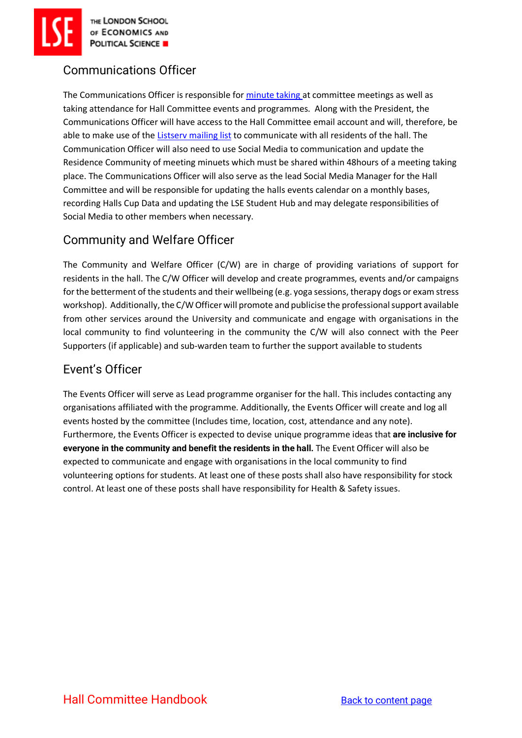## Communications Officer

The Communications Officer is responsible for [minute taking ]at committee meetings as well as taking attendance for Hall Committee events and programmes. Along with the President, the Communications Officer will have access to the Hall Committee email account and will, therefore, be able to make use of the [Listserv mailing list] to communicate with all residents of the hall. The Communication Officer will also need to use Social Media to communication and update the Residence Community of meeting minuets which must be shared within 48hours of a meeting taking place. The Communications Officer will also serve as the lead Social Media Manager for the Hall Committee and will be responsible for updating the halls events calendar on a monthly bases, recording Halls Cup Data and updating the LSE Student Hub and may delegate responsibilities of Social Media to other members when necessary.

## Community and Welfare Officer

The Community and Welfare Officer (C/W) are in charge of providing variations of support for residents in the hall. The C/W Officer will develop and create programmes, events and/or campaigns for the betterment of the students and their wellbeing (e.g. yoga sessions, therapy dogs or exam stress workshop). Additionally, the C/W Officer will promote and publicise the professional support available from other services around the University and communicate and engage with organisations in the local community to find volunteering in the community the C/W will also connect with the Peer Supporters (if applicable) and sub-warden team to further the support available to students

## Event's Officer

The Events Officer will serve as Lead programme organiser for the hall. This includes contacting any organisations affiliated with the programme. Additionally, the Events Officer will create and log all events hosted by the committee (Includes time, location, cost, attendance and any note). Furthermore, the Events Officer is expected to devise unique programme ideas that **are inclusive for everyone in the community and benefit the residents in the hall.** The Event Officer will also be expected to communicate and engage with organisations in the local community to find volunteering options for students. At least one of these posts shall also have responsibility for stock control. At least one of these posts shall have responsibility for Health & Safety issues.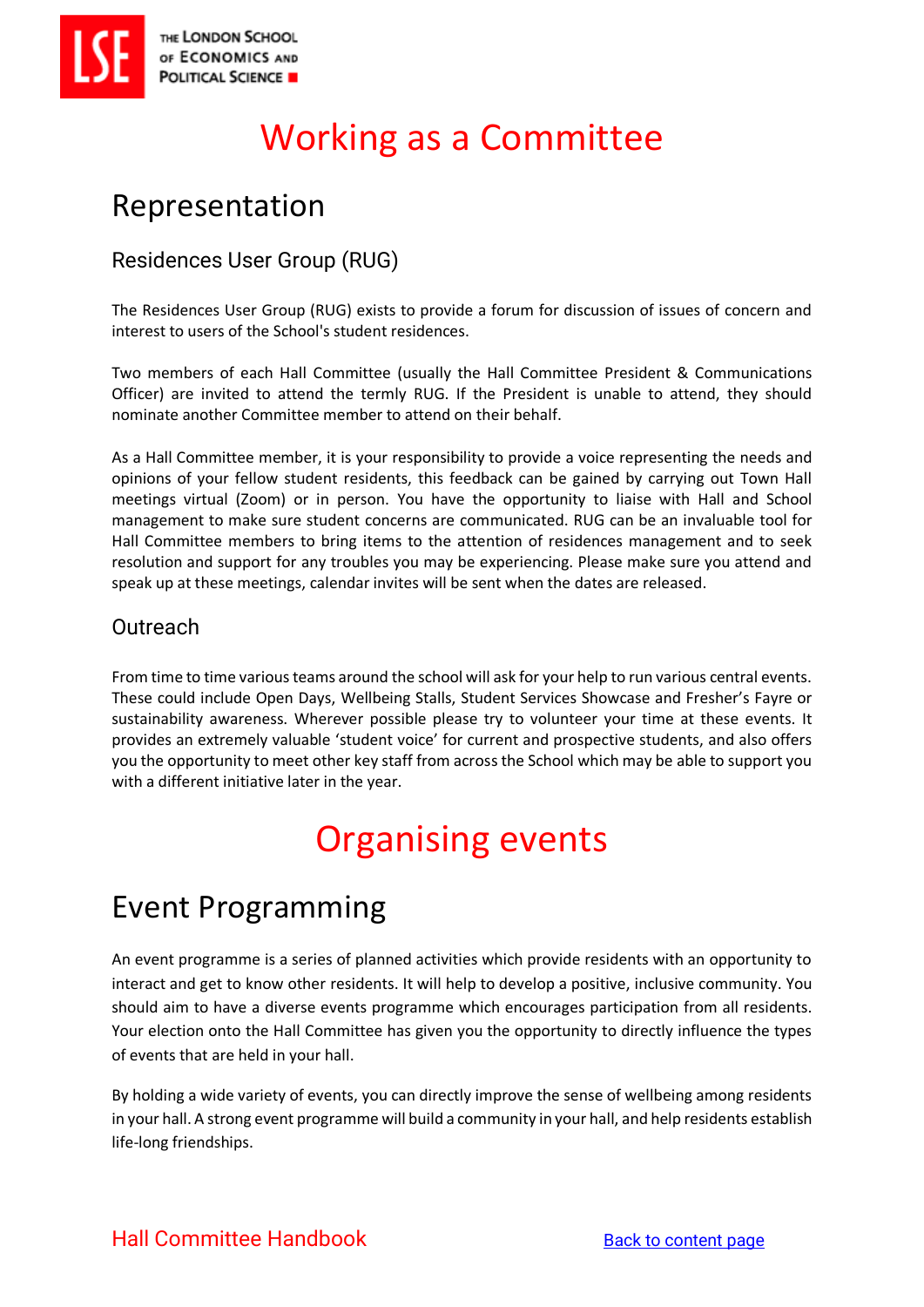# Working as a Committee

## Representation

### Residences User Group (RUG)

The Residences User Group (RUG) exists to provide a forum for discussion of issues of concern and interest to users of the School's student residences.

Two members of each Hall Committee (usually the Hall Committee President & Communications Officer) are invited to attend the termly RUG. If the President is unable to attend, they should nominate another Committee member to attend on their behalf.

As a Hall Committee member, it is your responsibility to provide a voice representing the needs and opinions of your fellow student residents, this feedback can be gained by carrying out Town Hall meetings virtual (Zoom) or in person. You have the opportunity to liaise with Hall and School management to make sure student concerns are communicated. RUG can be an invaluable tool for Hall Committee members to bring items to the attention of residences management and to seek resolution and support for any troubles you may be experiencing. Please make sure you attend and speak up at these meetings, calendar invites will be sent when the dates are released.

### Outreach

From time to time various teams around the school will ask for your help to run various central events. These could include Open Days, Wellbeing Stalls, Student Services Showcase and Fresher's Fayre or sustainability awareness. Wherever possible please try to volunteer your time at these events. It provides an extremely valuable 'student voice' for current and prospective students, and also offers you the opportunity to meet other key staff from across the School which may be able to support you with a different initiative later in the year.

# Organising events

## Event Programming

An event programme is a series of planned activities which provide residents with an opportunity to interact and get to know other residents. It will help to develop a positive, inclusive community. You should aim to have a diverse events programme which encourages participation from all residents. Your election onto the Hall Committee has given you the opportunity to directly influence the types of events that are held in your hall.

By holding a wide variety of events, you can directly improve the sense of wellbeing among residents in your hall. A strong event programme will build a community in your hall, and help residents establish life-long friendships.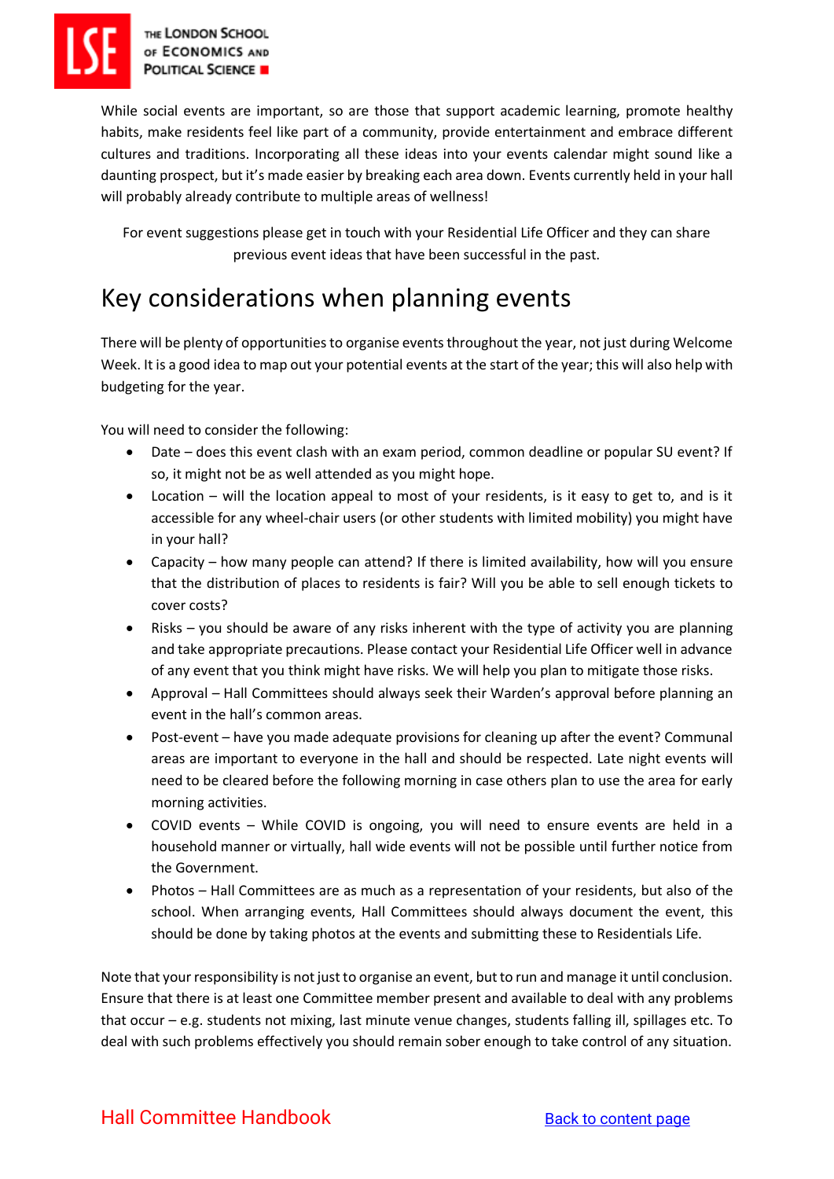While social events are important, so are those that support academic learning, promote healthy habits, make residents feel like part of a community, provide entertainment and embrace different cultures and traditions. Incorporating all these ideas into your events calendar might sound like a daunting prospect, but it's made easier by breaking each area down. Events currently held in your hall will probably already contribute to multiple areas of wellness!

For event suggestions please get in touch with your Residential Life Officer and they can share previous event ideas that have been successful in the past.

# Key considerations when planning events

There will be plenty of opportunities to organise events throughout the year, not just during Welcome Week. It is a good idea to map out your potential events at the start of the year; this will also help with budgeting for the year.

You will need to consider the following:

- Date – does this event clash with an exam period, common deadline or popular SU event? If so, it might not be as well attended as you might hope.
- Location – will the location appeal to most of your residents, is it easy to get to, and is it accessible for any wheel-chair users (or other students with limited mobility) you might have in your hall?
- Capacity – how many people can attend? If there is limited availability, how will you ensure that the distribution of places to residents is fair? Will you be able to sell enough tickets to cover costs?
- Risks – you should be aware of any risks inherent with the type of activity you are planning and take appropriate precautions. Please contact your Residential Life Officer well in advance of any event that you think might have risks. We will help you plan to mitigate those risks.
- Approval – Hall Committees should always seek their Warden's approval before planning an event in the hall's common areas.
- Post-event – have you made adequate provisions for cleaning up after the event? Communal areas are important to everyone in the hall and should be respected. Late night events will need to be cleared before the following morning in case others plan to use the area for early morning activities.
- COVID events – While COVID is ongoing, you will need to ensure events are held in a household manner or virtually, hall wide events will not be possible until further notice from the Government.
- Photos – Hall Committees are as much as a representation of your residents, but also of the school. When arranging events, Hall Committees should always document the event, this should be done by taking photos at the events and submitting these to Residentials Life.

Note that your responsibility is not just to organise an event, but to run and manage it until conclusion. Ensure that there is at least one Committee member present and available to deal with any problems that occur – e.g. students not mixing, last minute venue changes, students falling ill, spillages etc. To deal with such problems effectively you should remain sober enough to take control of any situation.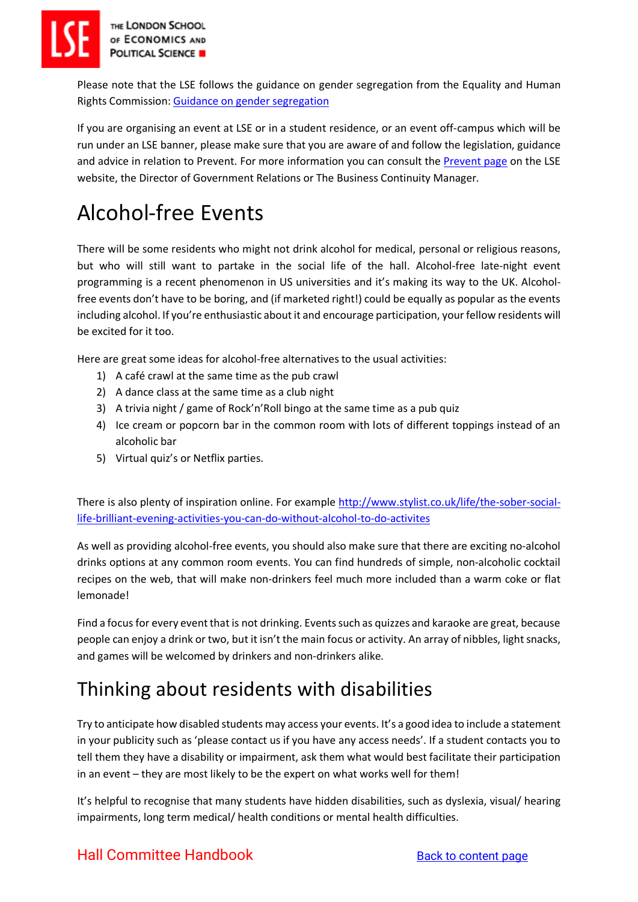Please note that the LSE follows the guidance on gender segregation from the Equality and Human Rights Commission: [Guidance on gender segregation]()

If you are organising an event at LSE or in a student residence, or an event off-campus which will be run under an LSE banner, please make sure that you are aware of and follow the legislation, guidance and advice in relation to Prevent. For more information you can consult the [Prevent page]() on the LSE website, the Director of Government Relations or The Business Continuity Manager.

# Alcohol-free Events

There will be some residents who might not drink alcohol for medical, personal or religious reasons, but who will still want to partake in the social life of the hall. Alcohol-free late-night event programming is a recent phenomenon in US universities and it's making its way to the UK. Alcohol-free events don't have to be boring, and (if marketed right!) could be equally as popular as the events including alcohol. If you're enthusiastic about it and encourage participation, your fellow residents will be excited for it too.

Here are great some ideas for alcohol-free alternatives to the usual activities:

1) A café crawl at the same time as the pub crawl
2) A dance class at the same time as a club night
3) A trivia night / game of Rock'n'Roll bingo at the same time as a pub quiz
4) Ice cream or popcorn bar in the common room with lots of different toppings instead of an alcoholic bar
5) Virtual quiz's or Netflix parties.

There is also plenty of inspiration online. For example http://www.stylist.co.uk/life/the-sober-social-life-brilliant-evening-activities-you-can-do-without-alcohol-to-do-activites

As well as providing alcohol-free events, you should also make sure that there are exciting no-alcohol drinks options at any common room events. You can find hundreds of simple, non-alcoholic cocktail recipes on the web, that will make non-drinkers feel much more included than a warm coke or flat lemonade!

Find a focus for every event that is not drinking. Events such as quizzes and karaoke are great, because people can enjoy a drink or two, but it isn't the main focus or activity. An array of nibbles, light snacks, and games will be welcomed by drinkers and non-drinkers alike.

# Thinking about residents with disabilities

Try to anticipate how disabled students may access your events. It's a good idea to include a statement in your publicity such as 'please contact us if you have any access needs'. If a student contacts you to tell them they have a disability or impairment, ask them what would best facilitate their participation in an event – they are most likely to be the expert on what works well for them!

It's helpful to recognise that many students have hidden disabilities, such as dyslexia, visual/ hearing impairments, long term medical/ health conditions or mental health difficulties.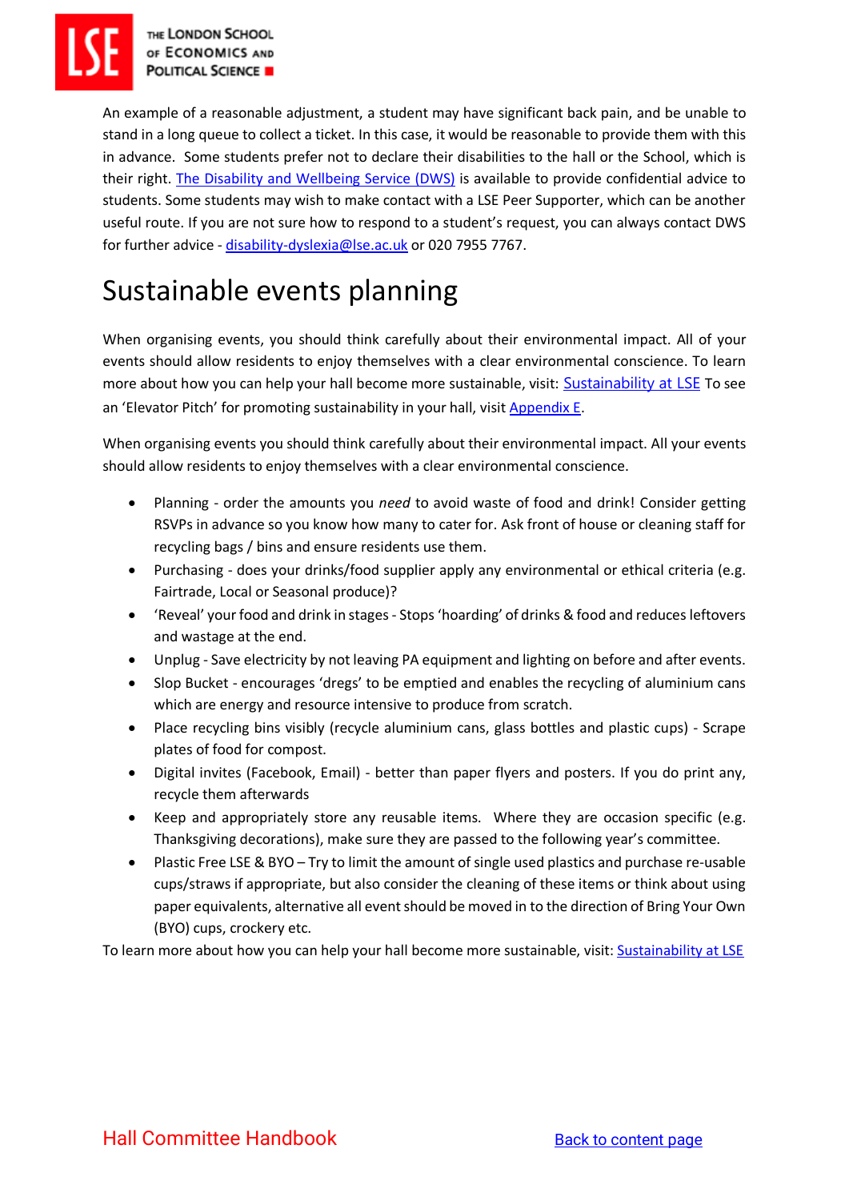An example of a reasonable adjustment, a student may have significant back pain, and be unable to stand in a long queue to collect a ticket. In this case, it would be reasonable to provide them with this in advance. Some students prefer not to declare their disabilities to the hall or the School, which is their right. [The Disability and Wellbeing Service (DWS)] is available to provide confidential advice to students. Some students may wish to make contact with a LSE Peer Supporter, which can be another useful route. If you are not sure how to respond to a student's request, you can always contact DWS for further advice - disability-dyslexia@lse.ac.uk or 020 7955 7767.

# Sustainable events planning

When organising events, you should think carefully about their environmental impact. All of your events should allow residents to enjoy themselves with a clear environmental conscience. To learn more about how you can help your hall become more sustainable, visit: Sustainability at LSE To see an 'Elevator Pitch' for promoting sustainability in your hall, visit Appendix E.

When organising events you should think carefully about their environmental impact. All your events should allow residents to enjoy themselves with a clear environmental conscience.

- Planning - order the amounts you *need* to avoid waste of food and drink! Consider getting RSVPs in advance so you know how many to cater for. Ask front of house or cleaning staff for recycling bags / bins and ensure residents use them.
- Purchasing - does your drinks/food supplier apply any environmental or ethical criteria (e.g. Fairtrade, Local or Seasonal produce)?
- 'Reveal' your food and drink in stages - Stops 'hoarding' of drinks & food and reduces leftovers and wastage at the end.
- Unplug - Save electricity by not leaving PA equipment and lighting on before and after events.
- Slop Bucket - encourages 'dregs' to be emptied and enables the recycling of aluminium cans which are energy and resource intensive to produce from scratch.
- Place recycling bins visibly (recycle aluminium cans, glass bottles and plastic cups) - Scrape plates of food for compost.
- Digital invites (Facebook, Email) - better than paper flyers and posters. If you do print any, recycle them afterwards
- Keep and appropriately store any reusable items. Where they are occasion specific (e.g. Thanksgiving decorations), make sure they are passed to the following year's committee.
- Plastic Free LSE & BYO – Try to limit the amount of single used plastics and purchase re-usable cups/straws if appropriate, but also consider the cleaning of these items or think about using paper equivalents, alternative all event should be moved in to the direction of Bring Your Own (BYO) cups, crockery etc.

To learn more about how you can help your hall become more sustainable, visit: Sustainability at LSE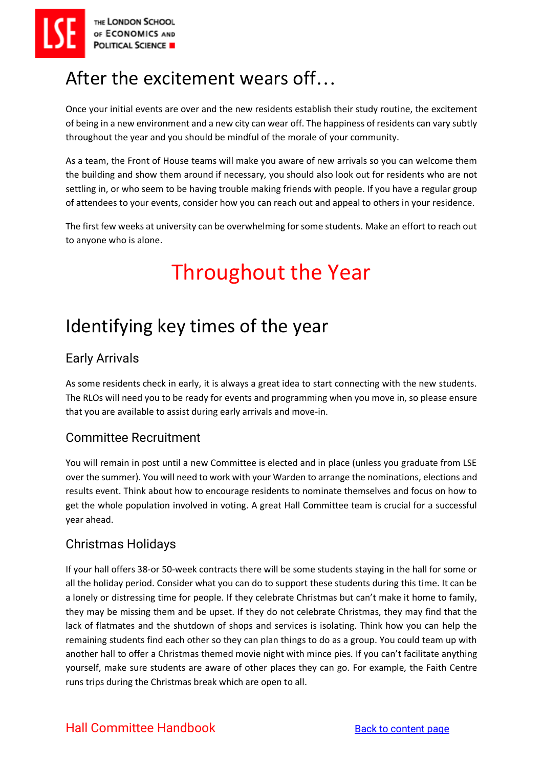## After the excitement wears off…

Once your initial events are over and the new residents establish their study routine, the excitement of being in a new environment and a new city can wear off. The happiness of residents can vary subtly throughout the year and you should be mindful of the morale of your community.

As a team, the Front of House teams will make you aware of new arrivals so you can welcome them the building and show them around if necessary, you should also look out for residents who are not settling in, or who seem to be having trouble making friends with people. If you have a regular group of attendees to your events, consider how you can reach out and appeal to others in your residence.

The first few weeks at university can be overwhelming for some students. Make an effort to reach out to anyone who is alone.

# Throughout the Year

## Identifying key times of the year

### Early Arrivals

As some residents check in early, it is always a great idea to start connecting with the new students. The RLOs will need you to be ready for events and programming when you move in, so please ensure that you are available to assist during early arrivals and move-in.

### Committee Recruitment

You will remain in post until a new Committee is elected and in place (unless you graduate from LSE over the summer). You will need to work with your Warden to arrange the nominations, elections and results event. Think about how to encourage residents to nominate themselves and focus on how to get the whole population involved in voting. A great Hall Committee team is crucial for a successful year ahead.

### Christmas Holidays

If your hall offers 38-or 50-week contracts there will be some students staying in the hall for some or all the holiday period. Consider what you can do to support these students during this time. It can be a lonely or distressing time for people. If they celebrate Christmas but can't make it home to family, they may be missing them and be upset. If they do not celebrate Christmas, they may find that the lack of flatmates and the shutdown of shops and services is isolating. Think how you can help the remaining students find each other so they can plan things to do as a group. You could team up with another hall to offer a Christmas themed movie night with mince pies. If you can't facilitate anything yourself, make sure students are aware of other places they can go. For example, the Faith Centre runs trips during the Christmas break which are open to all.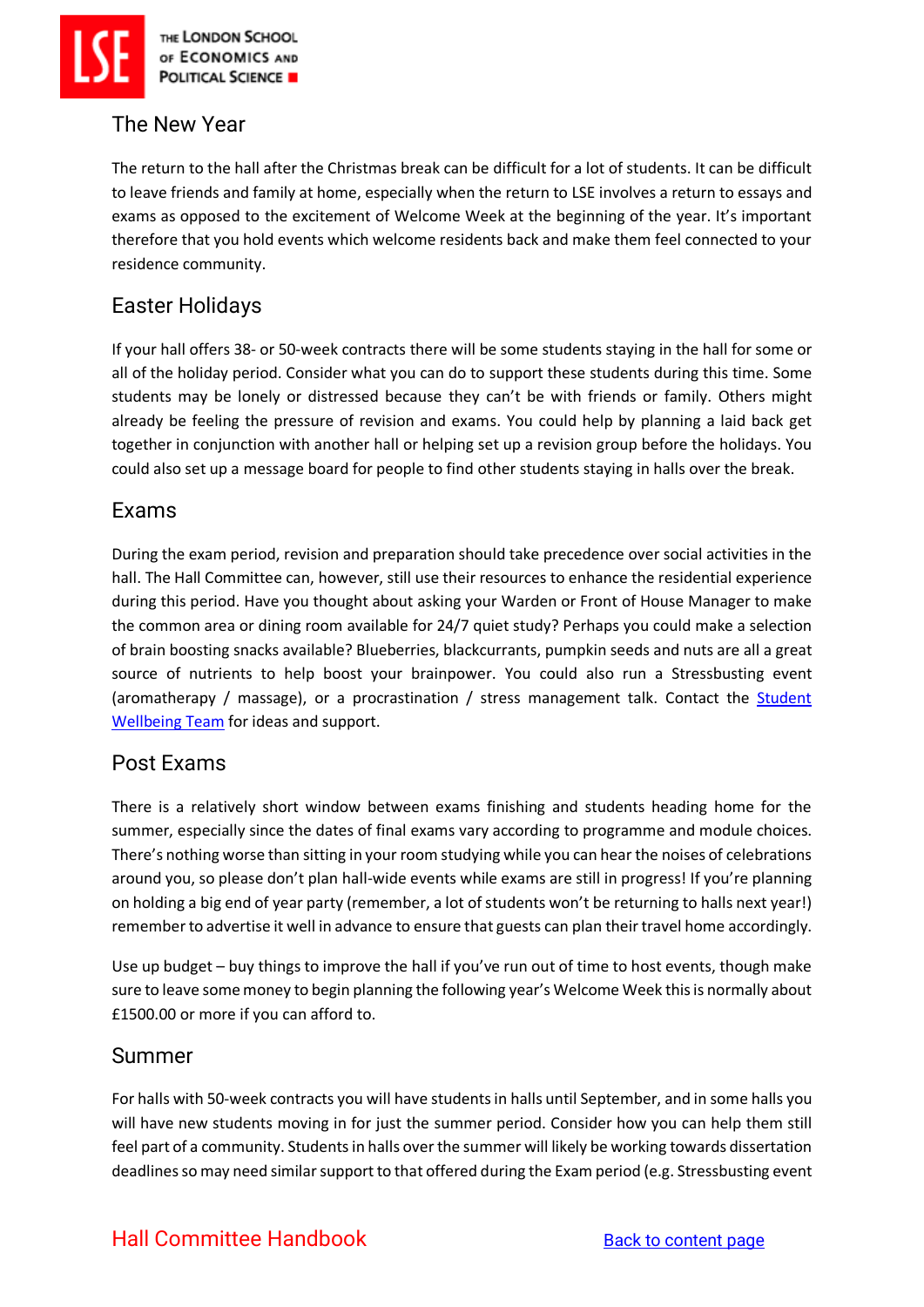## The New Year

The return to the hall after the Christmas break can be difficult for a lot of students. It can be difficult to leave friends and family at home, especially when the return to LSE involves a return to essays and exams as opposed to the excitement of Welcome Week at the beginning of the year. It's important therefore that you hold events which welcome residents back and make them feel connected to your residence community.

## Easter Holidays

If your hall offers 38- or 50-week contracts there will be some students staying in the hall for some or all of the holiday period. Consider what you can do to support these students during this time. Some students may be lonely or distressed because they can't be with friends or family. Others might already be feeling the pressure of revision and exams. You could help by planning a laid back get together in conjunction with another hall or helping set up a revision group before the holidays. You could also set up a message board for people to find other students staying in halls over the break.

## Exams

During the exam period, revision and preparation should take precedence over social activities in the hall. The Hall Committee can, however, still use their resources to enhance the residential experience during this period. Have you thought about asking your Warden or Front of House Manager to make the common area or dining room available for 24/7 quiet study? Perhaps you could make a selection of brain boosting snacks available? Blueberries, blackcurrants, pumpkin seeds and nuts are all a great source of nutrients to help boost your brainpower. You could also run a Stressbusting event (aromatherapy / massage), or a procrastination / stress management talk. Contact the Student Wellbeing Team for ideas and support.

## Post Exams

There is a relatively short window between exams finishing and students heading home for the summer, especially since the dates of final exams vary according to programme and module choices. There's nothing worse than sitting in your room studying while you can hear the noises of celebrations around you, so please don't plan hall-wide events while exams are still in progress! If you're planning on holding a big end of year party (remember, a lot of students won't be returning to halls next year!) remember to advertise it well in advance to ensure that guests can plan their travel home accordingly.

Use up budget – buy things to improve the hall if you've run out of time to host events, though make sure to leave some money to begin planning the following year's Welcome Week this is normally about £1500.00 or more if you can afford to.

## Summer

For halls with 50-week contracts you will have students in halls until September, and in some halls you will have new students moving in for just the summer period. Consider how you can help them still feel part of a community. Students in halls over the summer will likely be working towards dissertation deadlines so may need similar support to that offered during the Exam period (e.g. Stressbusting event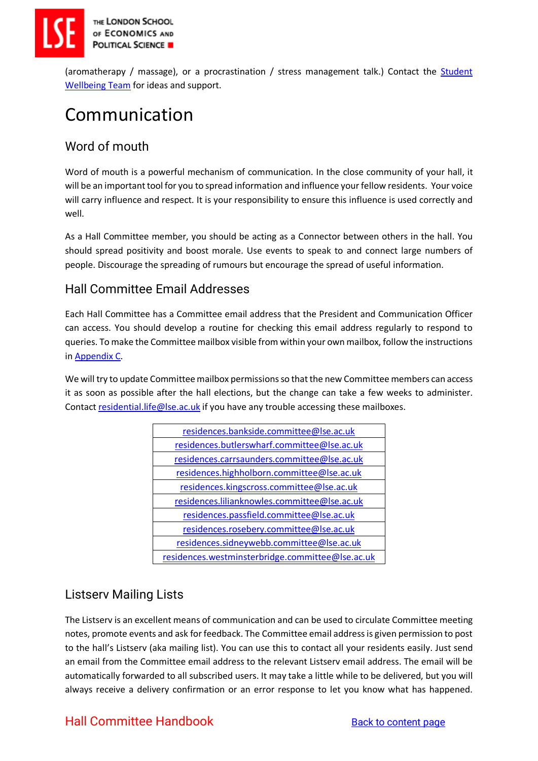(aromatherapy / massage), or a procrastination / stress management talk.) Contact the Student Wellbeing Team for ideas and support.

# Communication

## Word of mouth

Word of mouth is a powerful mechanism of communication. In the close community of your hall, it will be an important tool for you to spread information and influence your fellow residents. Your voice will carry influence and respect. It is your responsibility to ensure this influence is used correctly and well.

As a Hall Committee member, you should be acting as a Connector between others in the hall. You should spread positivity and boost morale. Use events to speak to and connect large numbers of people. Discourage the spreading of rumours but encourage the spread of useful information.

## Hall Committee Email Addresses

Each Hall Committee has a Committee email address that the President and Communication Officer can access. You should develop a routine for checking this email address regularly to respond to queries. To make the Committee mailbox visible from within your own mailbox, follow the instructions in Appendix C.

We will try to update Committee mailbox permissions so that the new Committee members can access it as soon as possible after the hall elections, but the change can take a few weeks to administer. Contact residential.life@lse.ac.uk if you have any trouble accessing these mailboxes.

| residences.bankside.committee@lse.ac.uk |
|---|
| residences.butlerswharf.committee@lse.ac.uk |
| residences.carrsaunders.committee@lse.ac.uk |
| residences.highholborn.committee@lse.ac.uk |
| residences.kingscross.committee@lse.ac.uk |
| residences.lilianknowles.committee@lse.ac.uk |
| residences.passfield.committee@lse.ac.uk |
| residences.rosebery.committee@lse.ac.uk |
| residences.sidneywebb.committee@lse.ac.uk |
| residences.westminsterbridge.committee@lse.ac.uk |

## Listserv Mailing Lists

The Listserv is an excellent means of communication and can be used to circulate Committee meeting notes, promote events and ask for feedback. The Committee email address is given permission to post to the hall's Listserv (aka mailing list). You can use this to contact all your residents easily. Just send an email from the Committee email address to the relevant Listserv email address. The email will be automatically forwarded to all subscribed users. It may take a little while to be delivered, but you will always receive a delivery confirmation or an error response to let you know what has happened.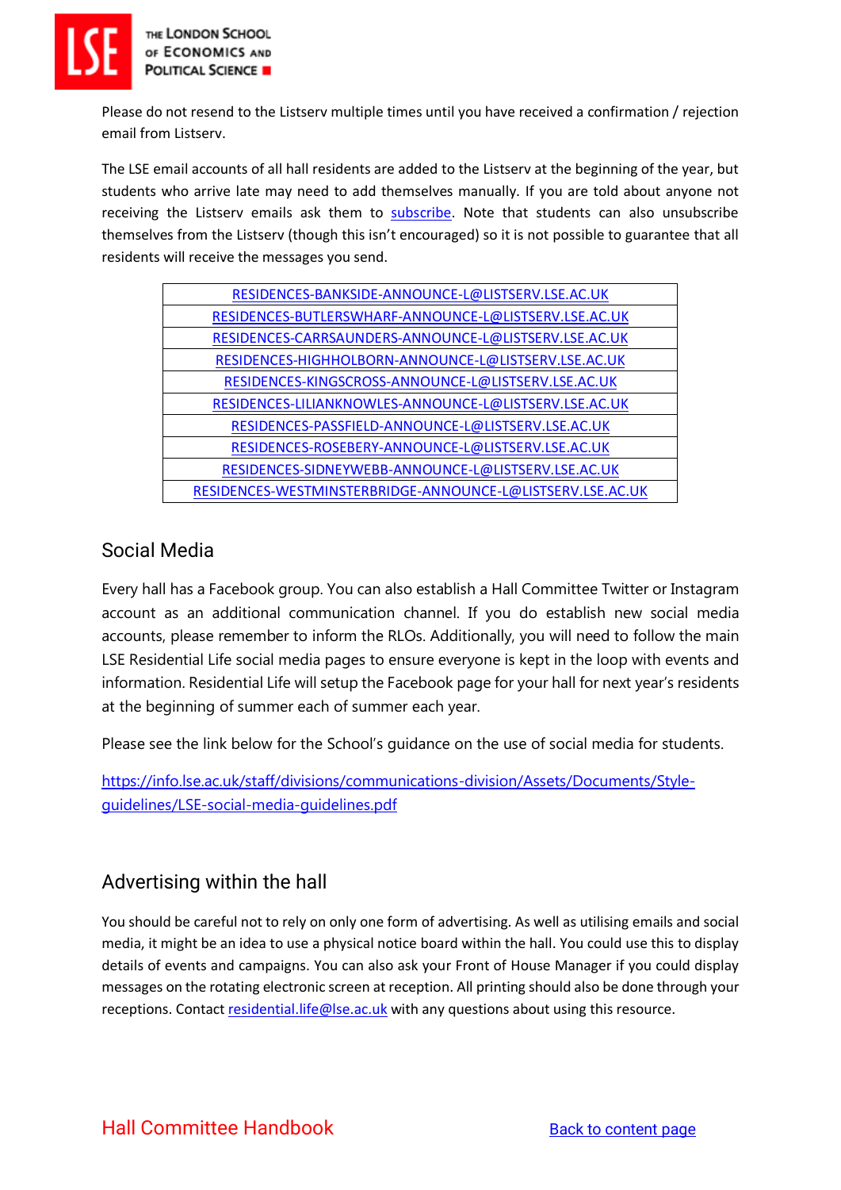Please do not resend to the Listserv multiple times until you have received a confirmation / rejection email from Listserv.

The LSE email accounts of all hall residents are added to the Listserv at the beginning of the year, but students who arrive late may need to add themselves manually. If you are told about anyone not receiving the Listserv emails ask them to subscribe. Note that students can also unsubscribe themselves from the Listserv (though this isn't encouraged) so it is not possible to guarantee that all residents will receive the messages you send.

| RESIDENCES-BANKSIDE-ANNOUNCE-L@LISTSERV.LSE.AC.UK |
|---|
| RESIDENCES-BUTLERSWHARF-ANNOUNCE-L@LISTSERV.LSE.AC.UK |
| RESIDENCES-CARRSAUNDERS-ANNOUNCE-L@LISTSERV.LSE.AC.UK |
| RESIDENCES-HIGHHOLBORN-ANNOUNCE-L@LISTSERV.LSE.AC.UK |
| RESIDENCES-KINGSCROSS-ANNOUNCE-L@LISTSERV.LSE.AC.UK |
| RESIDENCES-LILIANKNOWLES-ANNOUNCE-L@LISTSERV.LSE.AC.UK |
| RESIDENCES-PASSFIELD-ANNOUNCE-L@LISTSERV.LSE.AC.UK |
| RESIDENCES-ROSEBERY-ANNOUNCE-L@LISTSERV.LSE.AC.UK |
| RESIDENCES-SIDNEYWEBB-ANNOUNCE-L@LISTSERV.LSE.AC.UK |
| RESIDENCES-WESTMINSTERBRIDGE-ANNOUNCE-L@LISTSERV.LSE.AC.UK |

## Social Media

Every hall has a Facebook group. You can also establish a Hall Committee Twitter or Instagram account as an additional communication channel. If you do establish new social media accounts, please remember to inform the RLOs. Additionally, you will need to follow the main LSE Residential Life social media pages to ensure everyone is kept in the loop with events and information. Residential Life will setup the Facebook page for your hall for next year's residents at the beginning of summer each of summer each year.

Please see the link below for the School's guidance on the use of social media for students.

https://info.lse.ac.uk/staff/divisions/communications-division/Assets/Documents/Style-guidelines/LSE-social-media-guidelines.pdf

## Advertising within the hall

You should be careful not to rely on only one form of advertising. As well as utilising emails and social media, it might be an idea to use a physical notice board within the hall. You could use this to display details of events and campaigns. You can also ask your Front of House Manager if you could display messages on the rotating electronic screen at reception. All printing should also be done through your receptions. Contact residential.life@lse.ac.uk with any questions about using this resource.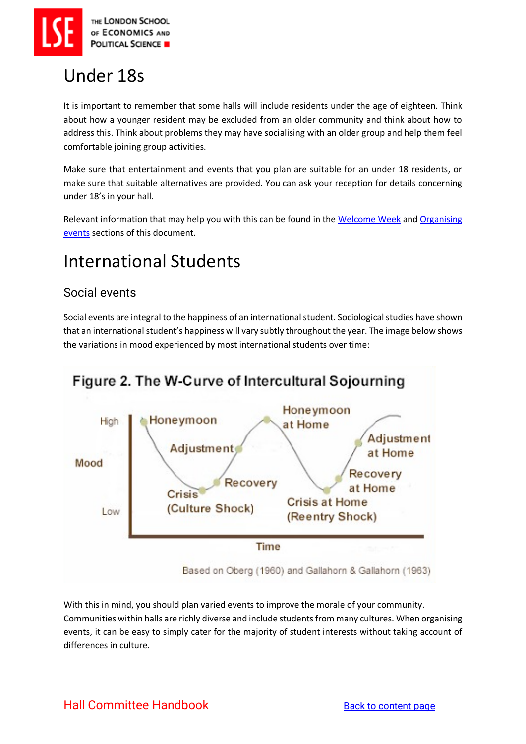# Under 18s

It is important to remember that some halls will include residents under the age of eighteen. Think about how a younger resident may be excluded from an older community and think about how to address this. Think about problems they may have socialising with an older group and help them feel comfortable joining group activities.

Make sure that entertainment and events that you plan are suitable for an under 18 residents, or make sure that suitable alternatives are provided. You can ask your reception for details concerning under 18's in your hall.

Relevant information that may help you with this can be found in the Welcome Week and Organising events sections of this document.

# International Students

## Social events

Social events are integral to the happiness of an international student. Sociological studies have shown that an international student's happiness will vary subtly throughout the year. The image below shows the variations in mood experienced by most international students over time:

Figure 2. The W-Curve of Intercultural Sojourning

Based on Oberg (1960) and Gallahorn & Gallahorn (1963)

With this in mind, you should plan varied events to improve the morale of your community. Communities within halls are richly diverse and include students from many cultures. When organising events, it can be easy to simply cater for the majority of student interests without taking account of differences in culture.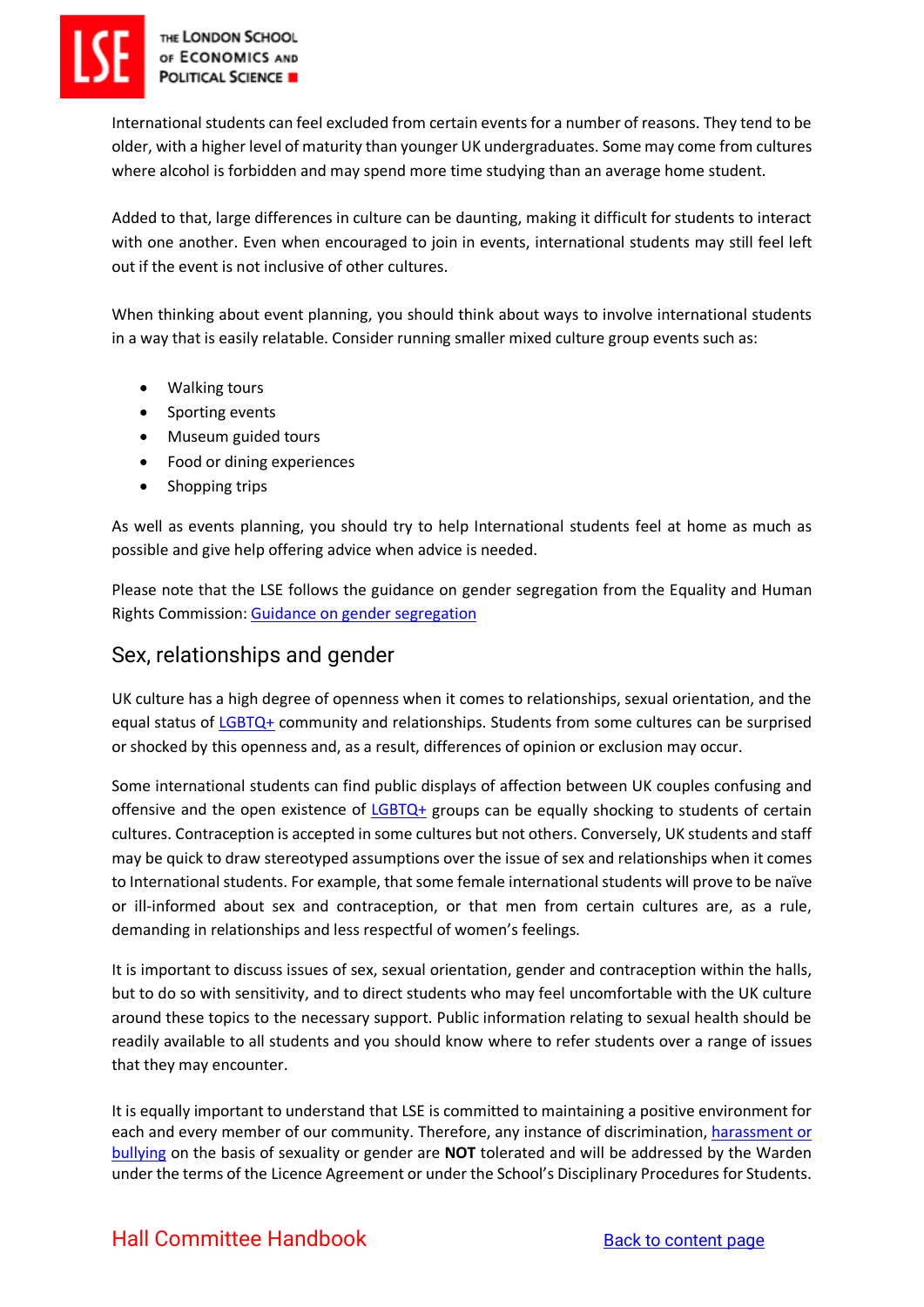International students can feel excluded from certain events for a number of reasons. They tend to be older, with a higher level of maturity than younger UK undergraduates. Some may come from cultures where alcohol is forbidden and may spend more time studying than an average home student.

Added to that, large differences in culture can be daunting, making it difficult for students to interact with one another. Even when encouraged to join in events, international students may still feel left out if the event is not inclusive of other cultures.

When thinking about event planning, you should think about ways to involve international students in a way that is easily relatable. Consider running smaller mixed culture group events such as:

- Walking tours
- Sporting events
- Museum guided tours
- Food or dining experiences
- Shopping trips

As well as events planning, you should try to help International students feel at home as much as possible and give help offering advice when advice is needed.

Please note that the LSE follows the guidance on gender segregation from the Equality and Human Rights Commission: [Guidance on gender segregation]

## Sex, relationships and gender

UK culture has a high degree of openness when it comes to relationships, sexual orientation, and the equal status of [LGBTQ+] community and relationships. Students from some cultures can be surprised or shocked by this openness and, as a result, differences of opinion or exclusion may occur.

Some international students can find public displays of affection between UK couples confusing and offensive and the open existence of [LGBTQ+] groups can be equally shocking to students of certain cultures. Contraception is accepted in some cultures but not others. Conversely, UK students and staff may be quick to draw stereotyped assumptions over the issue of sex and relationships when it comes to International students. For example, that some female international students will prove to be naïve or ill-informed about sex and contraception, or that men from certain cultures are, as a rule, demanding in relationships and less respectful of women's feelings.

It is important to discuss issues of sex, sexual orientation, gender and contraception within the halls, but to do so with sensitivity, and to direct students who may feel uncomfortable with the UK culture around these topics to the necessary support. Public information relating to sexual health should be readily available to all students and you should know where to refer students over a range of issues that they may encounter.

It is equally important to understand that LSE is committed to maintaining a positive environment for each and every member of our community. Therefore, any instance of discrimination, [harassment or bullying] on the basis of sexuality or gender are **NOT** tolerated and will be addressed by the Warden under the terms of the Licence Agreement or under the School's Disciplinary Procedures for Students.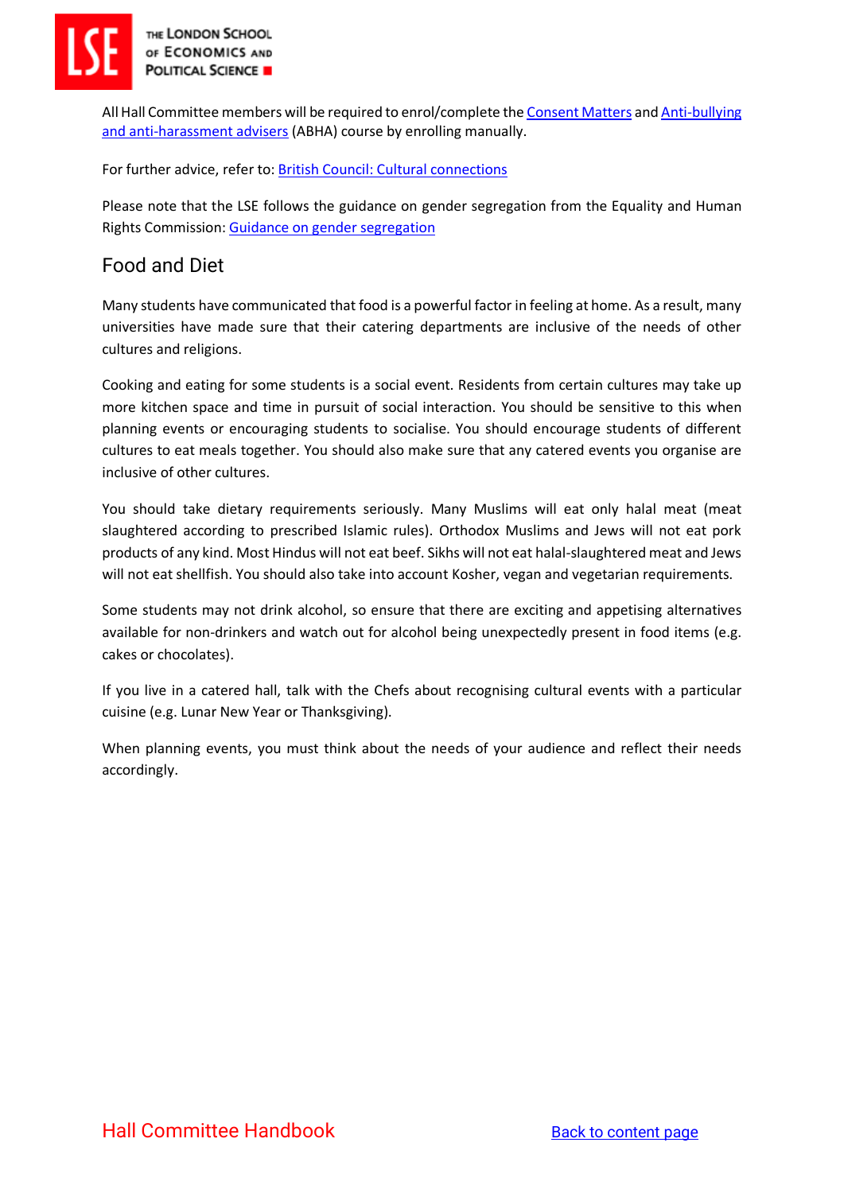All Hall Committee members will be required to enrol/complete the Consent Matters and Anti-bullying and anti-harassment advisers (ABHA) course by enrolling manually.

For further advice, refer to: British Council: Cultural connections

Please note that the LSE follows the guidance on gender segregation from the Equality and Human Rights Commission: Guidance on gender segregation

## Food and Diet

Many students have communicated that food is a powerful factor in feeling at home. As a result, many universities have made sure that their catering departments are inclusive of the needs of other cultures and religions.

Cooking and eating for some students is a social event. Residents from certain cultures may take up more kitchen space and time in pursuit of social interaction. You should be sensitive to this when planning events or encouraging students to socialise. You should encourage students of different cultures to eat meals together. You should also make sure that any catered events you organise are inclusive of other cultures.

You should take dietary requirements seriously. Many Muslims will eat only halal meat (meat slaughtered according to prescribed Islamic rules). Orthodox Muslims and Jews will not eat pork products of any kind. Most Hindus will not eat beef. Sikhs will not eat halal-slaughtered meat and Jews will not eat shellfish. You should also take into account Kosher, vegan and vegetarian requirements.

Some students may not drink alcohol, so ensure that there are exciting and appetising alternatives available for non-drinkers and watch out for alcohol being unexpectedly present in food items (e.g. cakes or chocolates).

If you live in a catered hall, talk with the Chefs about recognising cultural events with a particular cuisine (e.g. Lunar New Year or Thanksgiving).

When planning events, you must think about the needs of your audience and reflect their needs accordingly.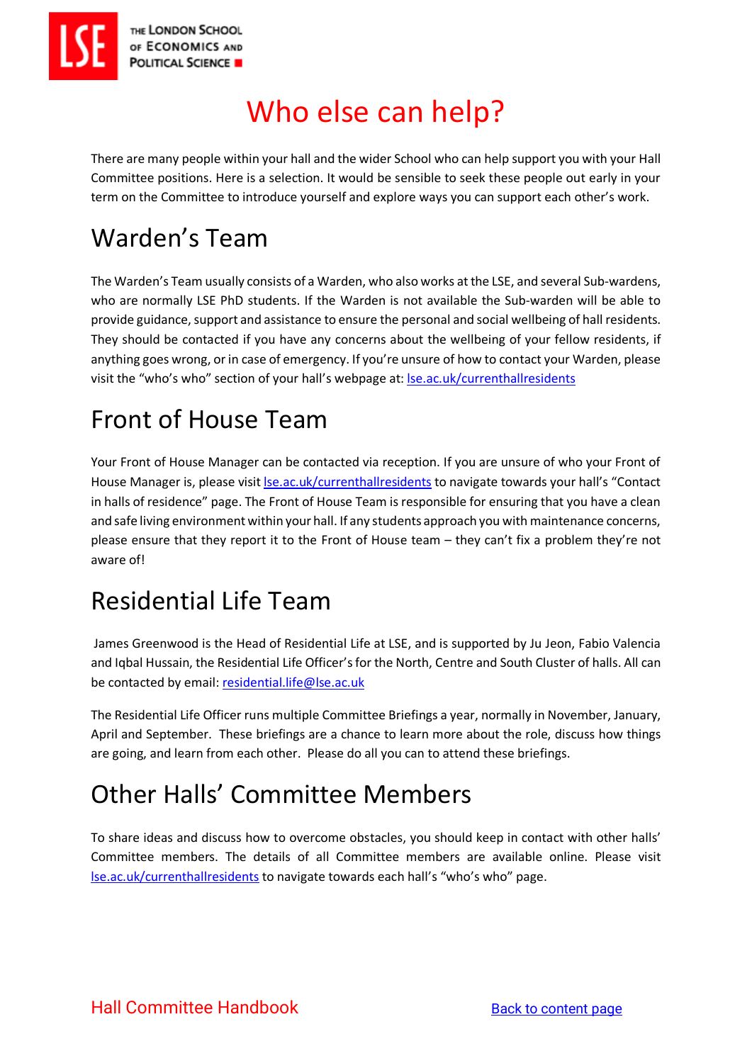# Who else can help?

There are many people within your hall and the wider School who can help support you with your Hall Committee positions. Here is a selection. It would be sensible to seek these people out early in your term on the Committee to introduce yourself and explore ways you can support each other's work.

## Warden's Team

The Warden's Team usually consists of a Warden, who also works at the LSE, and several Sub-wardens, who are normally LSE PhD students. If the Warden is not available the Sub-warden will be able to provide guidance, support and assistance to ensure the personal and social wellbeing of hall residents. They should be contacted if you have any concerns about the wellbeing of your fellow residents, if anything goes wrong, or in case of emergency. If you're unsure of how to contact your Warden, please visit the "who's who" section of your hall's webpage at: lse.ac.uk/currenthallresidents

## Front of House Team

Your Front of House Manager can be contacted via reception. If you are unsure of who your Front of House Manager is, please visit lse.ac.uk/currenthallresidents to navigate towards your hall's "Contact in halls of residence" page. The Front of House Team is responsible for ensuring that you have a clean and safe living environment within your hall. If any students approach you with maintenance concerns, please ensure that they report it to the Front of House team – they can't fix a problem they're not aware of!

## Residential Life Team

James Greenwood is the Head of Residential Life at LSE, and is supported by Ju Jeon, Fabio Valencia and Iqbal Hussain, the Residential Life Officer's for the North, Centre and South Cluster of halls. All can be contacted by email: residential.life@lse.ac.uk

The Residential Life Officer runs multiple Committee Briefings a year, normally in November, January, April and September. These briefings are a chance to learn more about the role, discuss how things are going, and learn from each other. Please do all you can to attend these briefings.

## Other Halls' Committee Members

To share ideas and discuss how to overcome obstacles, you should keep in contact with other halls' Committee members. The details of all Committee members are available online. Please visit lse.ac.uk/currenthallresidents to navigate towards each hall's "who's who" page.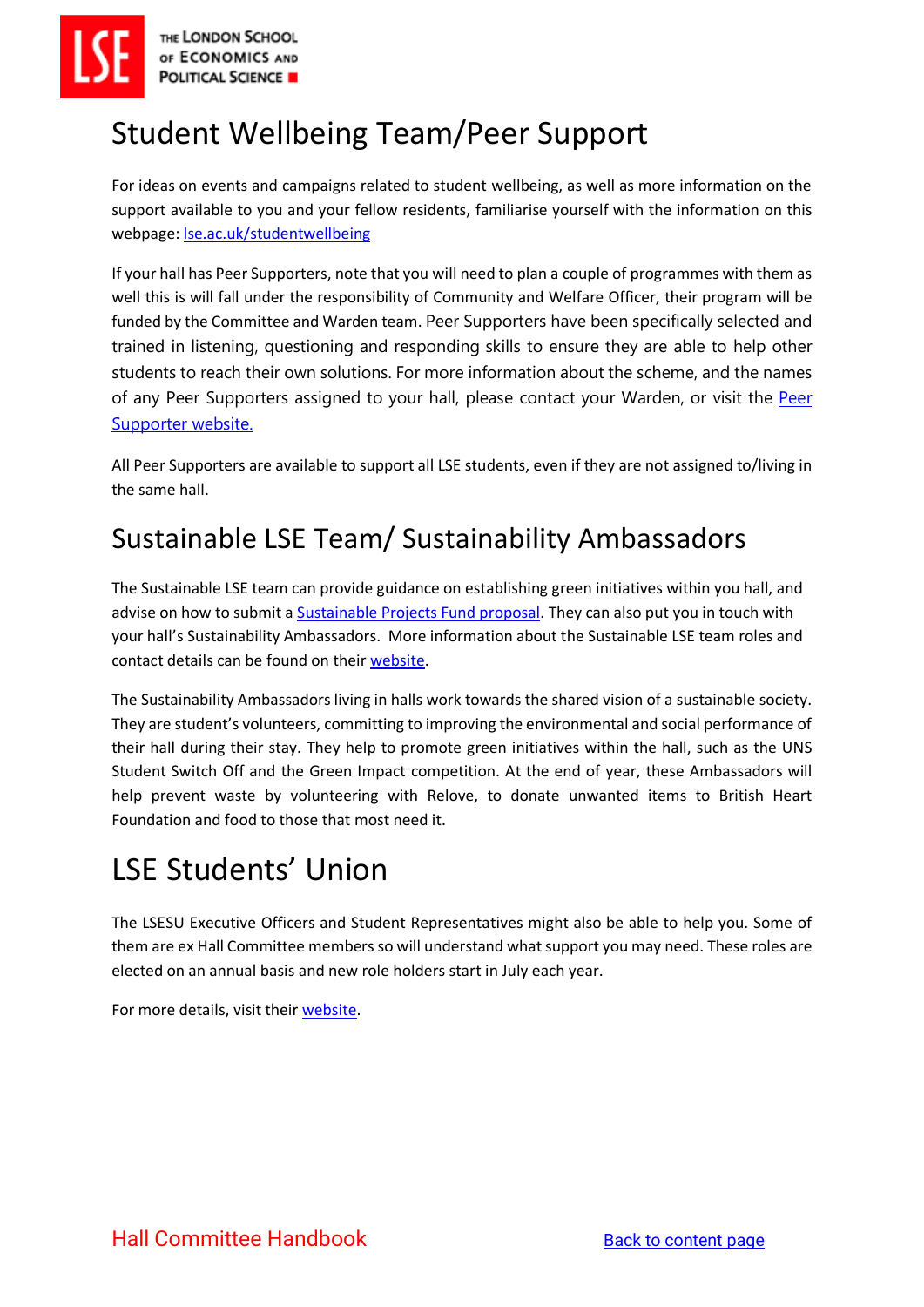# Student Wellbeing Team/Peer Support

For ideas on events and campaigns related to student wellbeing, as well as more information on the support available to you and your fellow residents, familiarise yourself with the information on this webpage: [lse.ac.uk/studentwellbeing](lse.ac.uk/studentwellbeing)

If your hall has Peer Supporters, note that you will need to plan a couple of programmes with them as well this is will fall under the responsibility of Community and Welfare Officer, their program will be funded by the Committee and Warden team. Peer Supporters have been specifically selected and trained in listening, questioning and responding skills to ensure they are able to help other students to reach their own solutions. For more information about the scheme, and the names of any Peer Supporters assigned to your hall, please contact your Warden, or visit the Peer Supporter website.

All Peer Supporters are available to support all LSE students, even if they are not assigned to/living in the same hall.

## Sustainable LSE Team/ Sustainability Ambassadors

The Sustainable LSE team can provide guidance on establishing green initiatives within you hall, and advise on how to submit a Sustainable Projects Fund proposal. They can also put you in touch with your hall's Sustainability Ambassadors. More information about the Sustainable LSE team roles and contact details can be found on their website.

The Sustainability Ambassadors living in halls work towards the shared vision of a sustainable society. They are student's volunteers, committing to improving the environmental and social performance of their hall during their stay. They help to promote green initiatives within the hall, such as the UNS Student Switch Off and the Green Impact competition. At the end of year, these Ambassadors will help prevent waste by volunteering with Relove, to donate unwanted items to British Heart Foundation and food to those that most need it.

# LSE Students' Union

The LSESU Executive Officers and Student Representatives might also be able to help you. Some of them are ex Hall Committee members so will understand what support you may need. These roles are elected on an annual basis and new role holders start in July each year.

For more details, visit their website.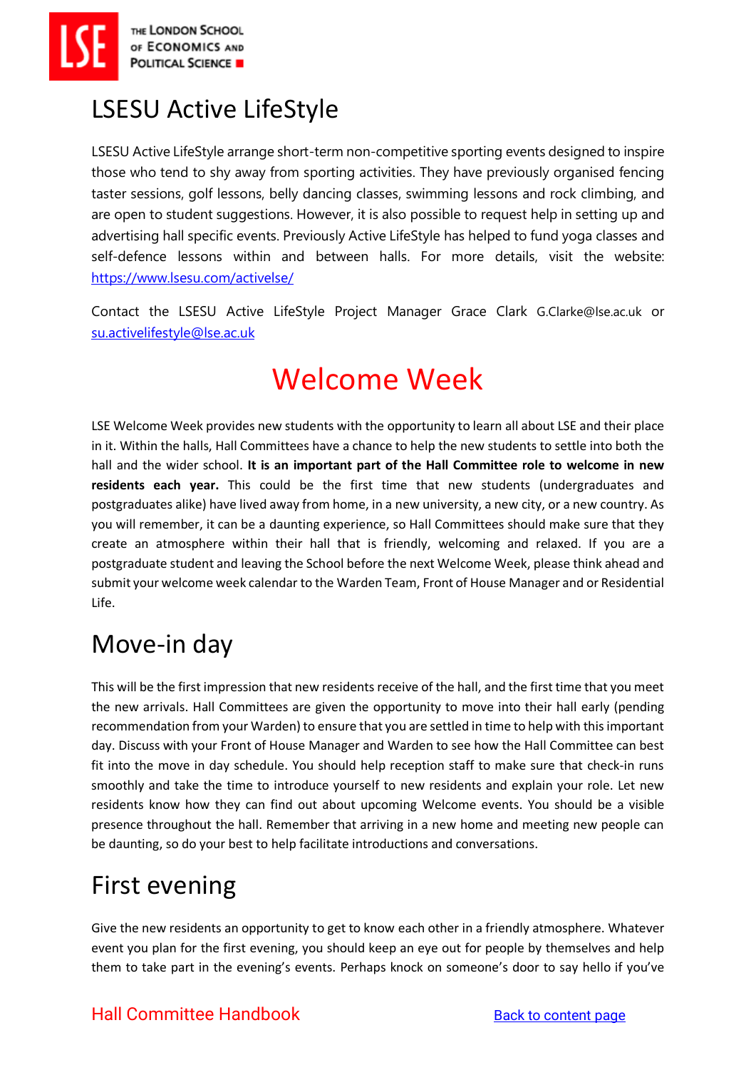## LSESU Active LifeStyle

LSESU Active LifeStyle arrange short-term non-competitive sporting events designed to inspire those who tend to shy away from sporting activities. They have previously organised fencing taster sessions, golf lessons, belly dancing classes, swimming lessons and rock climbing, and are open to student suggestions. However, it is also possible to request help in setting up and advertising hall specific events. Previously Active LifeStyle has helped to fund yoga classes and self-defence lessons within and between halls. For more details, visit the website: https://www.lsesu.com/activelse/

Contact the LSESU Active LifeStyle Project Manager Grace Clark G.Clarke@lse.ac.uk or su.activelifestyle@lse.ac.uk

# Welcome Week

LSE Welcome Week provides new students with the opportunity to learn all about LSE and their place in it. Within the halls, Hall Committees have a chance to help the new students to settle into both the hall and the wider school. **It is an important part of the Hall Committee role to welcome in new residents each year.** This could be the first time that new students (undergraduates and postgraduates alike) have lived away from home, in a new university, a new city, or a new country. As you will remember, it can be a daunting experience, so Hall Committees should make sure that they create an atmosphere within their hall that is friendly, welcoming and relaxed. If you are a postgraduate student and leaving the School before the next Welcome Week, please think ahead and submit your welcome week calendar to the Warden Team, Front of House Manager and or Residential Life.

## Move-in day

This will be the first impression that new residents receive of the hall, and the first time that you meet the new arrivals. Hall Committees are given the opportunity to move into their hall early (pending recommendation from your Warden) to ensure that you are settled in time to help with this important day. Discuss with your Front of House Manager and Warden to see how the Hall Committee can best fit into the move in day schedule. You should help reception staff to make sure that check-in runs smoothly and take the time to introduce yourself to new residents and explain your role. Let new residents know how they can find out about upcoming Welcome events. You should be a visible presence throughout the hall. Remember that arriving in a new home and meeting new people can be daunting, so do your best to help facilitate introductions and conversations.

## First evening

Give the new residents an opportunity to get to know each other in a friendly atmosphere. Whatever event you plan for the first evening, you should keep an eye out for people by themselves and help them to take part in the evening's events. Perhaps knock on someone's door to say hello if you've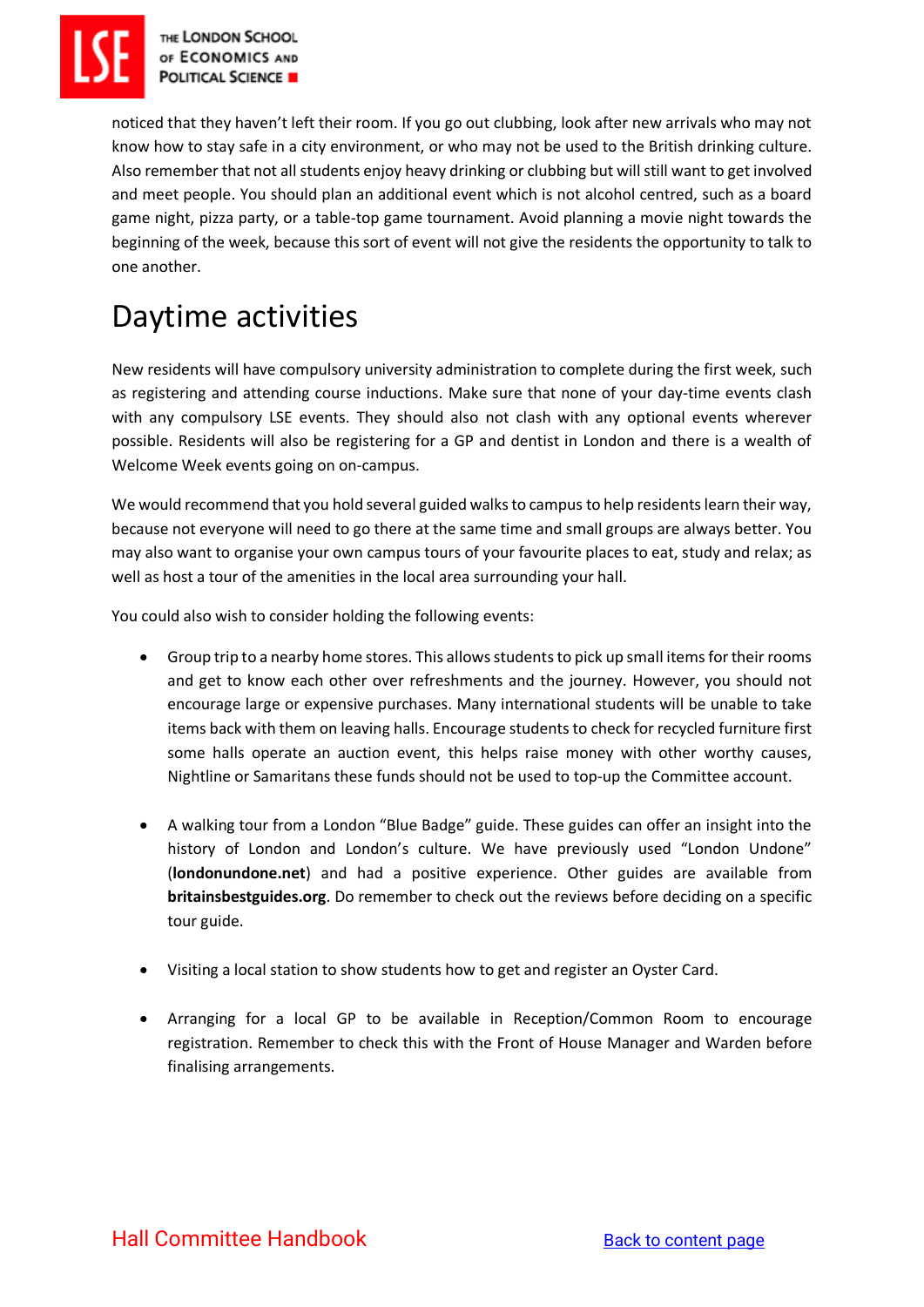noticed that they haven't left their room. If you go out clubbing, look after new arrivals who may not know how to stay safe in a city environment, or who may not be used to the British drinking culture. Also remember that not all students enjoy heavy drinking or clubbing but will still want to get involved and meet people. You should plan an additional event which is not alcohol centred, such as a board game night, pizza party, or a table-top game tournament. Avoid planning a movie night towards the beginning of the week, because this sort of event will not give the residents the opportunity to talk to one another.

# Daytime activities

New residents will have compulsory university administration to complete during the first week, such as registering and attending course inductions. Make sure that none of your day-time events clash with any compulsory LSE events. They should also not clash with any optional events wherever possible. Residents will also be registering for a GP and dentist in London and there is a wealth of Welcome Week events going on on-campus.

We would recommend that you hold several guided walks to campus to help residents learn their way, because not everyone will need to go there at the same time and small groups are always better. You may also want to organise your own campus tours of your favourite places to eat, study and relax; as well as host a tour of the amenities in the local area surrounding your hall.

You could also wish to consider holding the following events:

- Group trip to a nearby home stores. This allows students to pick up small items for their rooms and get to know each other over refreshments and the journey. However, you should not encourage large or expensive purchases. Many international students will be unable to take items back with them on leaving halls. Encourage students to check for recycled furniture first some halls operate an auction event, this helps raise money with other worthy causes, Nightline or Samaritans these funds should not be used to top-up the Committee account.

- A walking tour from a London "Blue Badge" guide. These guides can offer an insight into the history of London and London's culture. We have previously used "London Undone" (**londonundone.net**) and had a positive experience. Other guides are available from **britainsbestguides.org**. Do remember to check out the reviews before deciding on a specific tour guide.

- Visiting a local station to show students how to get and register an Oyster Card.

- Arranging for a local GP to be available in Reception/Common Room to encourage registration. Remember to check this with the Front of House Manager and Warden before finalising arrangements.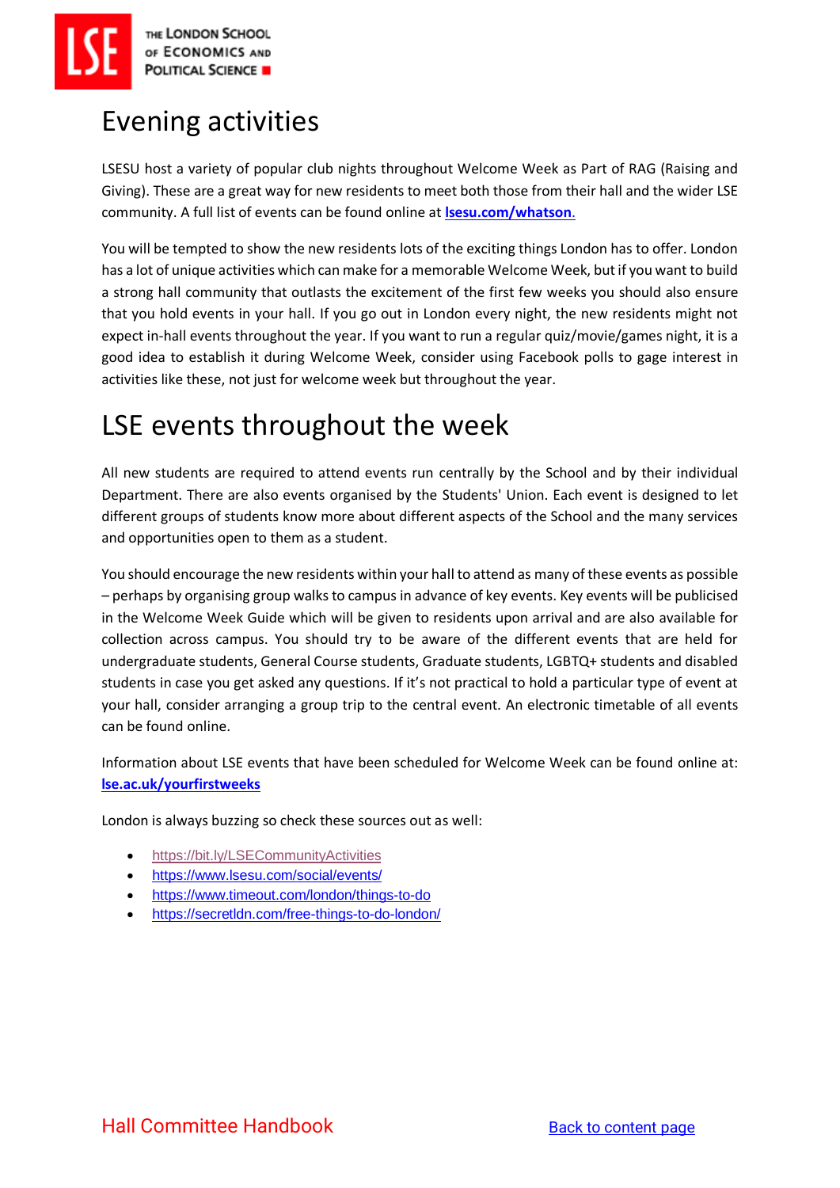# Evening activities

LSESU host a variety of popular club nights throughout Welcome Week as Part of RAG (Raising and Giving). These are a great way for new residents to meet both those from their hall and the wider LSE community. A full list of events can be found online at **lsesu.com/whatson**.

You will be tempted to show the new residents lots of the exciting things London has to offer. London has a lot of unique activities which can make for a memorable Welcome Week, but if you want to build a strong hall community that outlasts the excitement of the first few weeks you should also ensure that you hold events in your hall. If you go out in London every night, the new residents might not expect in-hall events throughout the year. If you want to run a regular quiz/movie/games night, it is a good idea to establish it during Welcome Week, consider using Facebook polls to gage interest in activities like these, not just for welcome week but throughout the year.

# LSE events throughout the week

All new students are required to attend events run centrally by the School and by their individual Department. There are also events organised by the Students' Union. Each event is designed to let different groups of students know more about different aspects of the School and the many services and opportunities open to them as a student.

You should encourage the new residents within your hall to attend as many of these events as possible – perhaps by organising group walks to campus in advance of key events. Key events will be publicised in the Welcome Week Guide which will be given to residents upon arrival and are also available for collection across campus. You should try to be aware of the different events that are held for undergraduate students, General Course students, Graduate students, LGBTQ+ students and disabled students in case you get asked any questions. If it's not practical to hold a particular type of event at your hall, consider arranging a group trip to the central event. An electronic timetable of all events can be found online.

Information about LSE events that have been scheduled for Welcome Week can be found online at: **lse.ac.uk/yourfirstweeks**

London is always buzzing so check these sources out as well:

- https://bit.ly/LSECommunityActivities
- https://www.lsesu.com/social/events/
- https://www.timeout.com/london/things-to-do
- https://secretldn.com/free-things-to-do-london/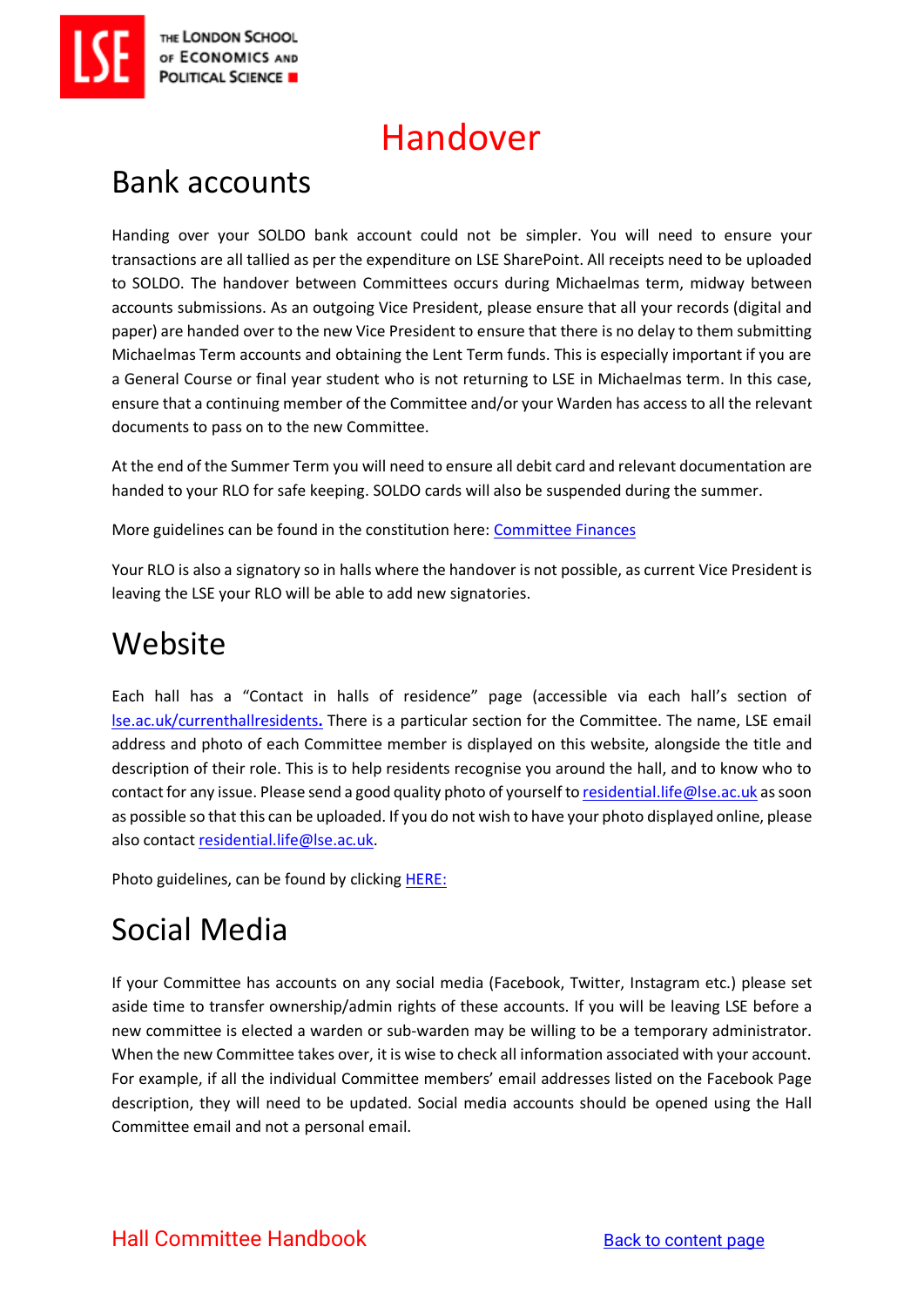# Handover

## Bank accounts

Handing over your SOLDO bank account could not be simpler. You will need to ensure your transactions are all tallied as per the expenditure on LSE SharePoint. All receipts need to be uploaded to SOLDO. The handover between Committees occurs during Michaelmas term, midway between accounts submissions. As an outgoing Vice President, please ensure that all your records (digital and paper) are handed over to the new Vice President to ensure that there is no delay to them submitting Michaelmas Term accounts and obtaining the Lent Term funds. This is especially important if you are a General Course or final year student who is not returning to LSE in Michaelmas term. In this case, ensure that a continuing member of the Committee and/or your Warden has access to all the relevant documents to pass on to the new Committee.

At the end of the Summer Term you will need to ensure all debit card and relevant documentation are handed to your RLO for safe keeping. SOLDO cards will also be suspended during the summer.

More guidelines can be found in the constitution here: Committee Finances

Your RLO is also a signatory so in halls where the handover is not possible, as current Vice President is leaving the LSE your RLO will be able to add new signatories.

## Website

Each hall has a "Contact in halls of residence" page (accessible via each hall's section of lse.ac.uk/currenthallresidents. There is a particular section for the Committee. The name, LSE email address and photo of each Committee member is displayed on this website, alongside the title and description of their role. This is to help residents recognise you around the hall, and to know who to contact for any issue. Please send a good quality photo of yourself to residential.life@lse.ac.uk as soon as possible so that this can be uploaded. If you do not wish to have your photo displayed online, please also contact residential.life@lse.ac.uk.

Photo guidelines, can be found by clicking HERE:

## Social Media

If your Committee has accounts on any social media (Facebook, Twitter, Instagram etc.) please set aside time to transfer ownership/admin rights of these accounts. If you will be leaving LSE before a new committee is elected a warden or sub-warden may be willing to be a temporary administrator. When the new Committee takes over, it is wise to check all information associated with your account. For example, if all the individual Committee members' email addresses listed on the Facebook Page description, they will need to be updated. Social media accounts should be opened using the Hall Committee email and not a personal email.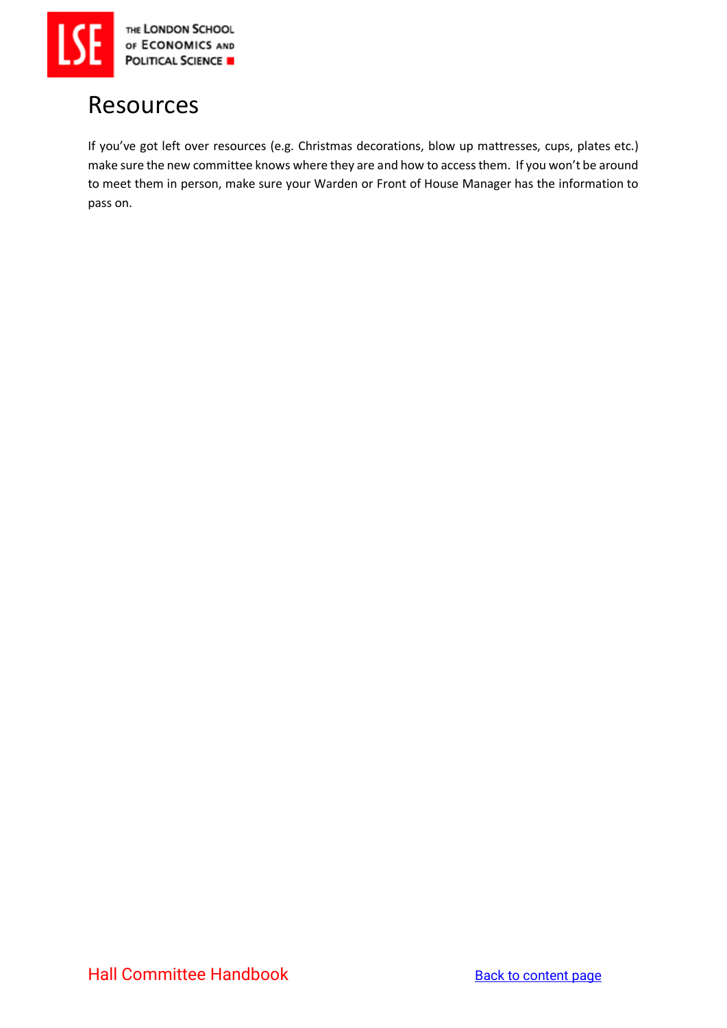# Resources

If you've got left over resources (e.g. Christmas decorations, blow up mattresses, cups, plates etc.) make sure the new committee knows where they are and how to access them. If you won't be around to meet them in person, make sure your Warden or Front of House Manager has the information to pass on.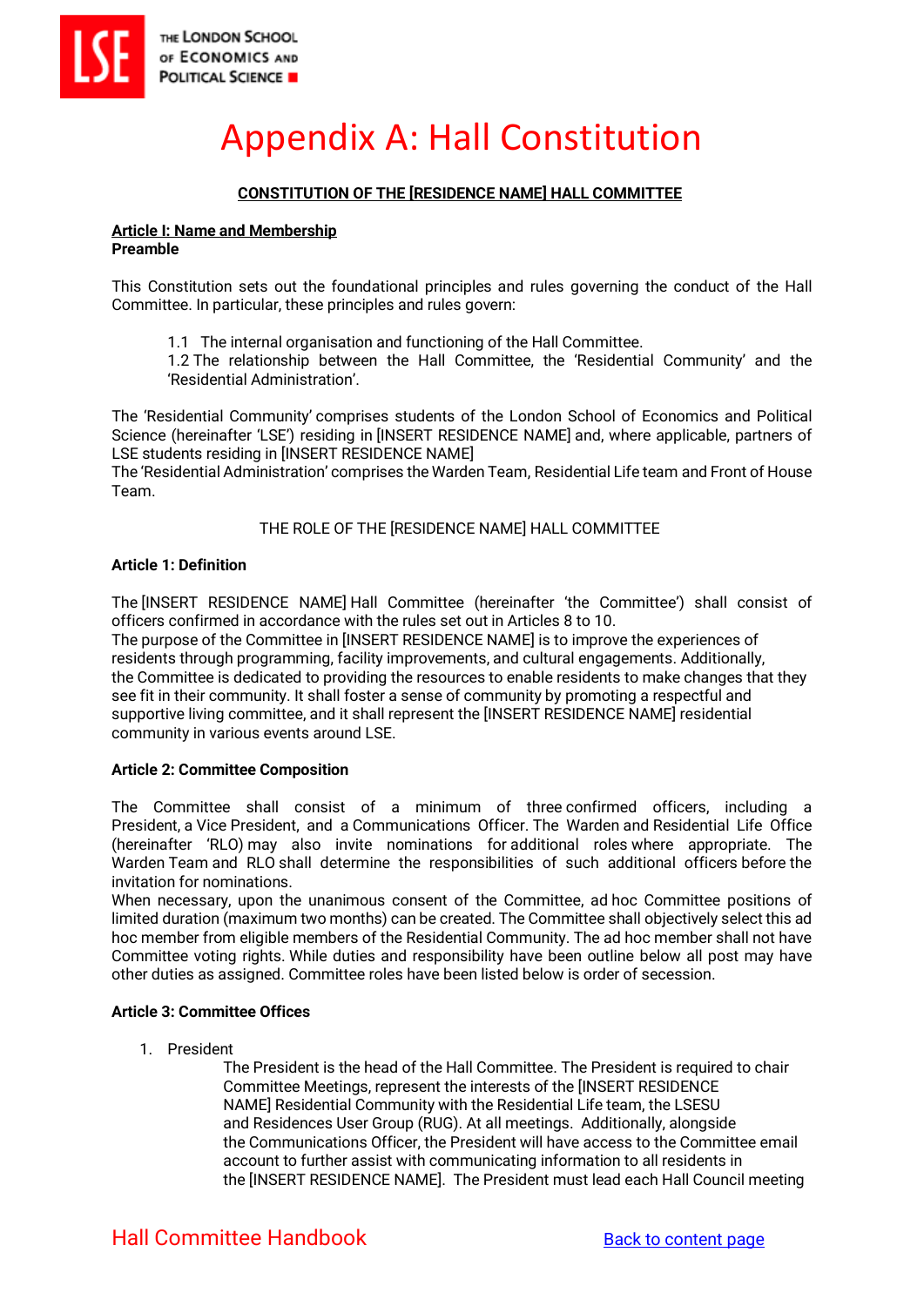# Appendix A: Hall Constitution

**CONSTITUTION OF THE [RESIDENCE NAME] HALL COMMITTEE**

**Article I: Name and Membership**

**Preamble**

This Constitution sets out the foundational principles and rules governing the conduct of the Hall Committee. In particular, these principles and rules govern:

1.1 The internal organisation and functioning of the Hall Committee.
1.2 The relationship between the Hall Committee, the 'Residential Community' and the 'Residential Administration'.

The 'Residential Community' comprises students of the London School of Economics and Political Science (hereinafter 'LSE') residing in [INSERT RESIDENCE NAME] and, where applicable, partners of LSE students residing in [INSERT RESIDENCE NAME]
The 'Residential Administration' comprises the Warden Team, Residential Life team and Front of House Team.

THE ROLE OF THE [RESIDENCE NAME] HALL COMMITTEE

**Article 1: Definition**

The [INSERT RESIDENCE NAME] Hall Committee (hereinafter 'the Committee') shall consist of officers confirmed in accordance with the rules set out in Articles 8 to 10.
The purpose of the Committee in [INSERT RESIDENCE NAME] is to improve the experiences of residents through programming, facility improvements, and cultural engagements. Additionally, the Committee is dedicated to providing the resources to enable residents to make changes that they see fit in their community. It shall foster a sense of community by promoting a respectful and supportive living committee, and it shall represent the [INSERT RESIDENCE NAME] residential community in various events around LSE.

**Article 2: Committee Composition**

The Committee shall consist of a minimum of three confirmed officers, including a President, a Vice President, and a Communications Officer. The Warden and Residential Life Office (hereinafter 'RLO) may also invite nominations for additional roles where appropriate. The Warden Team and RLO shall determine the responsibilities of such additional officers before the invitation for nominations.
When necessary, upon the unanimous consent of the Committee, ad hoc Committee positions of limited duration (maximum two months) can be created. The Committee shall objectively select this ad hoc member from eligible members of the Residential Community. The ad hoc member shall not have Committee voting rights. While duties and responsibility have been outline below all post may have other duties as assigned. Committee roles have been listed below is order of secession.

**Article 3: Committee Offices**

1. President

   The President is the head of the Hall Committee. The President is required to chair Committee Meetings, represent the interests of the [INSERT RESIDENCE NAME] Residential Community with the Residential Life team, the LSESU and Residences User Group (RUG). At all meetings. Additionally, alongside the Communications Officer, the President will have access to the Committee email account to further assist with communicating information to all residents in the [INSERT RESIDENCE NAME]. The President must lead each Hall Council meeting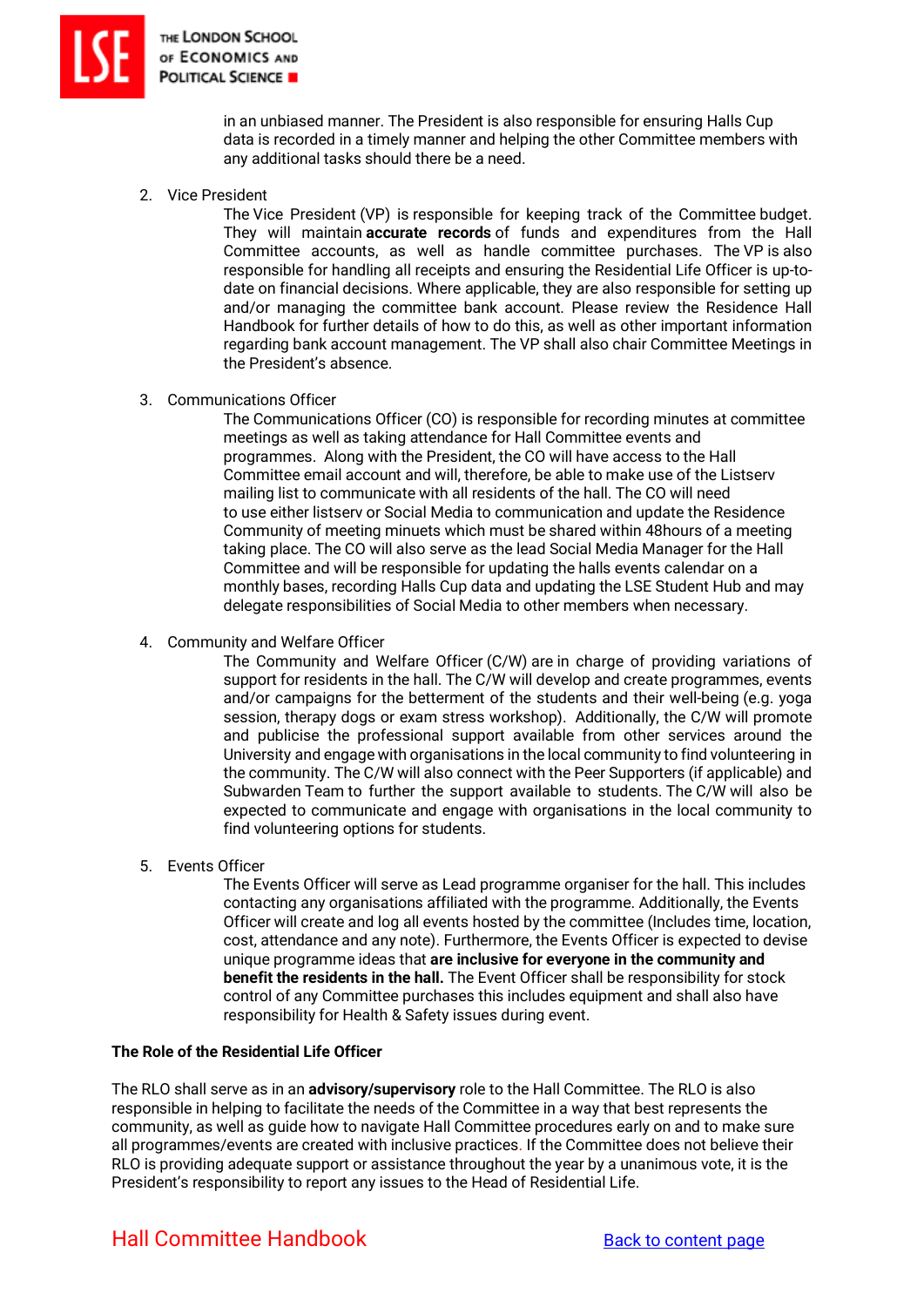in an unbiased manner. The President is also responsible for ensuring Halls Cup data is recorded in a timely manner and helping the other Committee members with any additional tasks should there be a need.

2. Vice President

   The Vice President (VP) is responsible for keeping track of the Committee budget. They will maintain **accurate records** of funds and expenditures from the Hall Committee accounts, as well as handle committee purchases. The VP is also responsible for handling all receipts and ensuring the Residential Life Officer is up-to-date on financial decisions. Where applicable, they are also responsible for setting up and/or managing the committee bank account. Please review the Residence Hall Handbook for further details of how to do this, as well as other important information regarding bank account management. The VP shall also chair Committee Meetings in the President's absence.

3. Communications Officer

   The Communications Officer (CO) is responsible for recording minutes at committee meetings as well as taking attendance for Hall Committee events and programmes. Along with the President, the CO will have access to the Hall Committee email account and will, therefore, be able to make use of the Listserv mailing list to communicate with all residents of the hall. The CO will need to use either listserv or Social Media to communication and update the Residence Community of meeting minuets which must be shared within 48hours of a meeting taking place. The CO will also serve as the lead Social Media Manager for the Hall Committee and will be responsible for updating the halls events calendar on a monthly bases, recording Halls Cup data and updating the LSE Student Hub and may delegate responsibilities of Social Media to other members when necessary.

4. Community and Welfare Officer

   The Community and Welfare Officer (C/W) are in charge of providing variations of support for residents in the hall. The C/W will develop and create programmes, events and/or campaigns for the betterment of the students and their well-being (e.g. yoga session, therapy dogs or exam stress workshop). Additionally, the C/W will promote and publicise the professional support available from other services around the University and engage with organisations in the local community to find volunteering in the community. The C/W will also connect with the Peer Supporters (if applicable) and Subwarden Team to further the support available to students. The C/W will also be expected to communicate and engage with organisations in the local community to find volunteering options for students.

5. Events Officer

   The Events Officer will serve as Lead programme organiser for the hall. This includes contacting any organisations affiliated with the programme. Additionally, the Events Officer will create and log all events hosted by the committee (Includes time, location, cost, attendance and any note). Furthermore, the Events Officer is expected to devise unique programme ideas that **are inclusive for everyone in the community and benefit the residents in the hall.** The Event Officer shall be responsibility for stock control of any Committee purchases this includes equipment and shall also have responsibility for Health & Safety issues during event.

**The Role of the Residential Life Officer**

The RLO shall serve as in an **advisory/supervisory** role to the Hall Committee. The RLO is also responsible in helping to facilitate the needs of the Committee in a way that best represents the community, as well as guide how to navigate Hall Committee procedures early on and to make sure all programmes/events are created with inclusive practices. If the Committee does not believe their RLO is providing adequate support or assistance throughout the year by a unanimous vote, it is the President's responsibility to report any issues to the Head of Residential Life.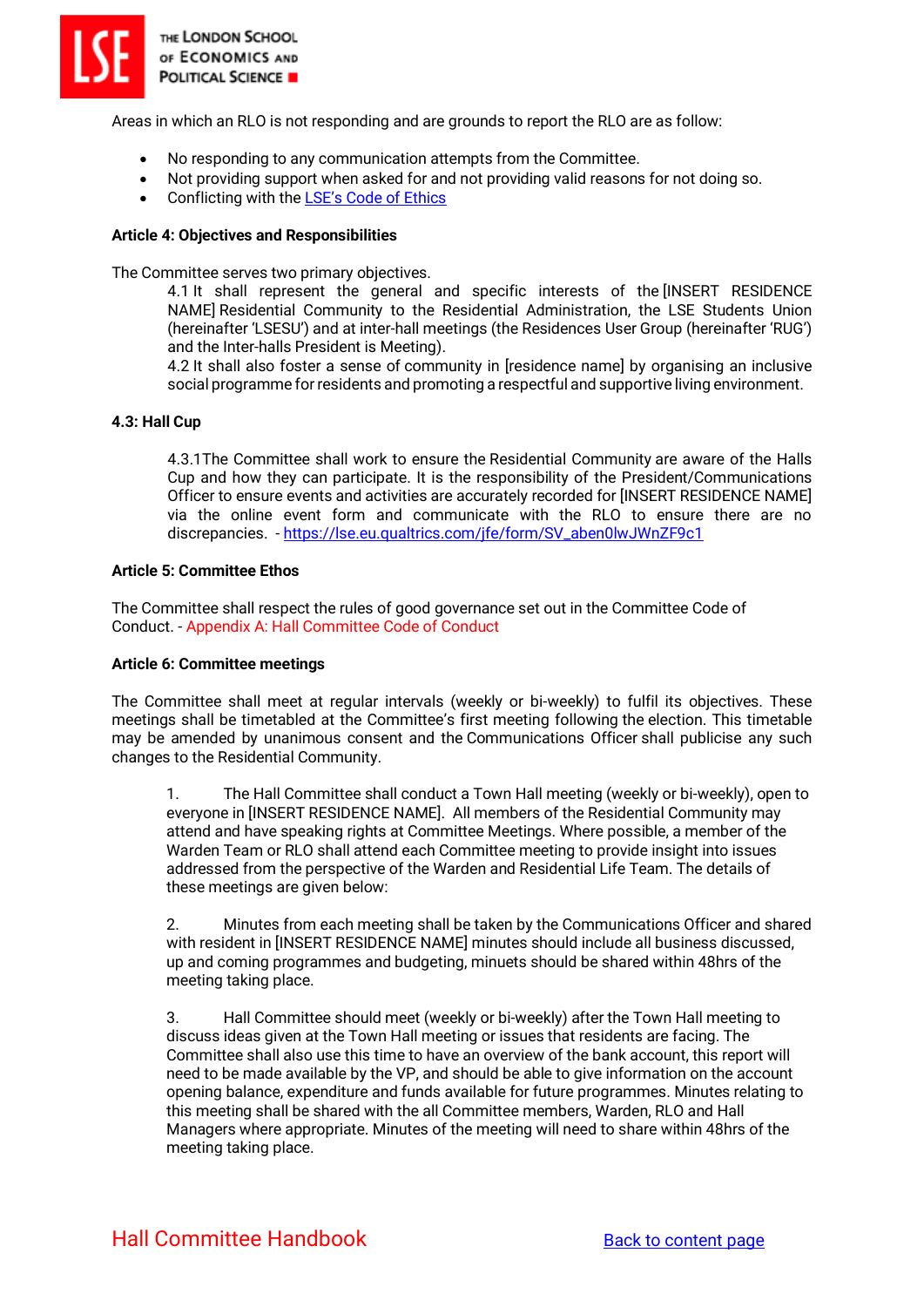Areas in which an RLO is not responding and are grounds to report the RLO are as follow:

- No responding to any communication attempts from the Committee.
- Not providing support when asked for and not providing valid reasons for not doing so.
- Conflicting with the [LSE's Code of Ethics](#)

**Article 4: Objectives and Responsibilities**

The Committee serves two primary objectives.

4.1 It shall represent the general and specific interests of the [INSERT RESIDENCE NAME] Residential Community to the Residential Administration, the LSE Students Union (hereinafter 'LSESU') and at inter-hall meetings (the Residences User Group (hereinafter 'RUG') and the Inter-halls President is Meeting).

4.2 It shall also foster a sense of community in [residence name] by organising an inclusive social programme for residents and promoting a respectful and supportive living environment.

**4.3: Hall Cup**

4.3.1The Committee shall work to ensure the Residential Community are aware of the Halls Cup and how they can participate. It is the responsibility of the President/Communications Officer to ensure events and activities are accurately recorded for [INSERT RESIDENCE NAME] via the online event form and communicate with the RLO to ensure there are no discrepancies. - https://lse.eu.qualtrics.com/jfe/form/SV_aben0lwJWnZF9c1

**Article 5: Committee Ethos**

The Committee shall respect the rules of good governance set out in the Committee Code of Conduct. - Appendix A: Hall Committee Code of Conduct

**Article 6: Committee meetings**

The Committee shall meet at regular intervals (weekly or bi-weekly) to fulfil its objectives. These meetings shall be timetabled at the Committee's first meeting following the election. This timetable may be amended by unanimous consent and the Communications Officer shall publicise any such changes to the Residential Community.

1. The Hall Committee shall conduct a Town Hall meeting (weekly or bi-weekly), open to everyone in [INSERT RESIDENCE NAME]. All members of the Residential Community may attend and have speaking rights at Committee Meetings. Where possible, a member of the Warden Team or RLO shall attend each Committee meeting to provide insight into issues addressed from the perspective of the Warden and Residential Life Team. The details of these meetings are given below:

2. Minutes from each meeting shall be taken by the Communications Officer and shared with resident in [INSERT RESIDENCE NAME] minutes should include all business discussed, up and coming programmes and budgeting, minuets should be shared within 48hrs of the meeting taking place.

3. Hall Committee should meet (weekly or bi-weekly) after the Town Hall meeting to discuss ideas given at the Town Hall meeting or issues that residents are facing. The Committee shall also use this time to have an overview of the bank account, this report will need to be made available by the VP, and should be able to give information on the account opening balance, expenditure and funds available for future programmes. Minutes relating to this meeting shall be shared with the all Committee members, Warden, RLO and Hall Managers where appropriate. Minutes of the meeting will need to share within 48hrs of the meeting taking place.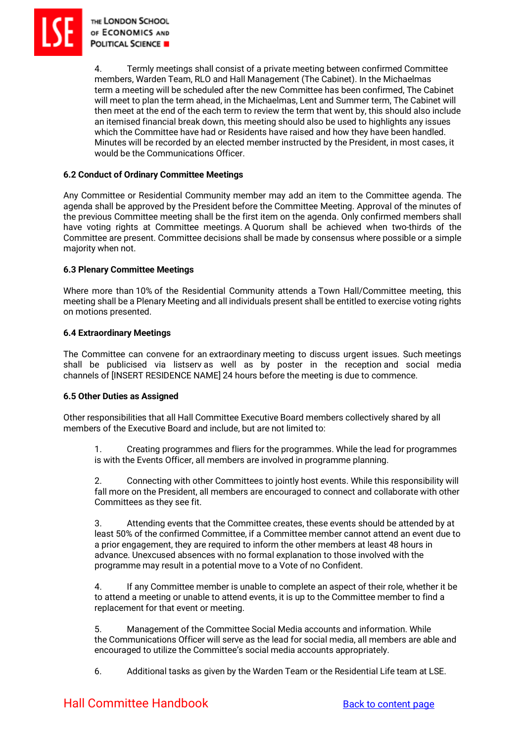4. Termly meetings shall consist of a private meeting between confirmed Committee members, Warden Team, RLO and Hall Management (The Cabinet). In the Michaelmas term a meeting will be scheduled after the new Committee has been confirmed, The Cabinet will meet to plan the term ahead, in the Michaelmas, Lent and Summer term, The Cabinet will then meet at the end of the each term to review the term that went by, this should also include an itemised financial break down, this meeting should also be used to highlights any issues which the Committee have had or Residents have raised and how they have been handled. Minutes will be recorded by an elected member instructed by the President, in most cases, it would be the Communications Officer.

### 6.2 Conduct of Ordinary Committee Meetings

Any Committee or Residential Community member may add an item to the Committee agenda. The agenda shall be approved by the President before the Committee Meeting. Approval of the minutes of the previous Committee meeting shall be the first item on the agenda. Only confirmed members shall have voting rights at Committee meetings. A Quorum shall be achieved when two-thirds of the Committee are present. Committee decisions shall be made by consensus where possible or a simple majority when not.

### 6.3 Plenary Committee Meetings

Where more than 10% of the Residential Community attends a Town Hall/Committee meeting, this meeting shall be a Plenary Meeting and all individuals present shall be entitled to exercise voting rights on motions presented.

### 6.4 Extraordinary Meetings

The Committee can convene for an extraordinary meeting to discuss urgent issues. Such meetings shall be publicised via listserv as well as by poster in the reception and social media channels of [INSERT RESIDENCE NAME] 24 hours before the meeting is due to commence.

### 6.5 Other Duties as Assigned

Other responsibilities that all Hall Committee Executive Board members collectively shared by all members of the Executive Board and include, but are not limited to:

1. Creating programmes and fliers for the programmes. While the lead for programmes is with the Events Officer, all members are involved in programme planning.

2. Connecting with other Committees to jointly host events. While this responsibility will fall more on the President, all members are encouraged to connect and collaborate with other Committees as they see fit.

3. Attending events that the Committee creates, these events should be attended by at least 50% of the confirmed Committee, if a Committee member cannot attend an event due to a prior engagement, they are required to inform the other members at least 48 hours in advance. Unexcused absences with no formal explanation to those involved with the programme may result in a potential move to a Vote of no Confident.

4. If any Committee member is unable to complete an aspect of their role, whether it be to attend a meeting or unable to attend events, it is up to the Committee member to find a replacement for that event or meeting.

5. Management of the Committee Social Media accounts and information. While the Communications Officer will serve as the lead for social media, all members are able and encouraged to utilize the Committee's social media accounts appropriately.

6. Additional tasks as given by the Warden Team or the Residential Life team at LSE.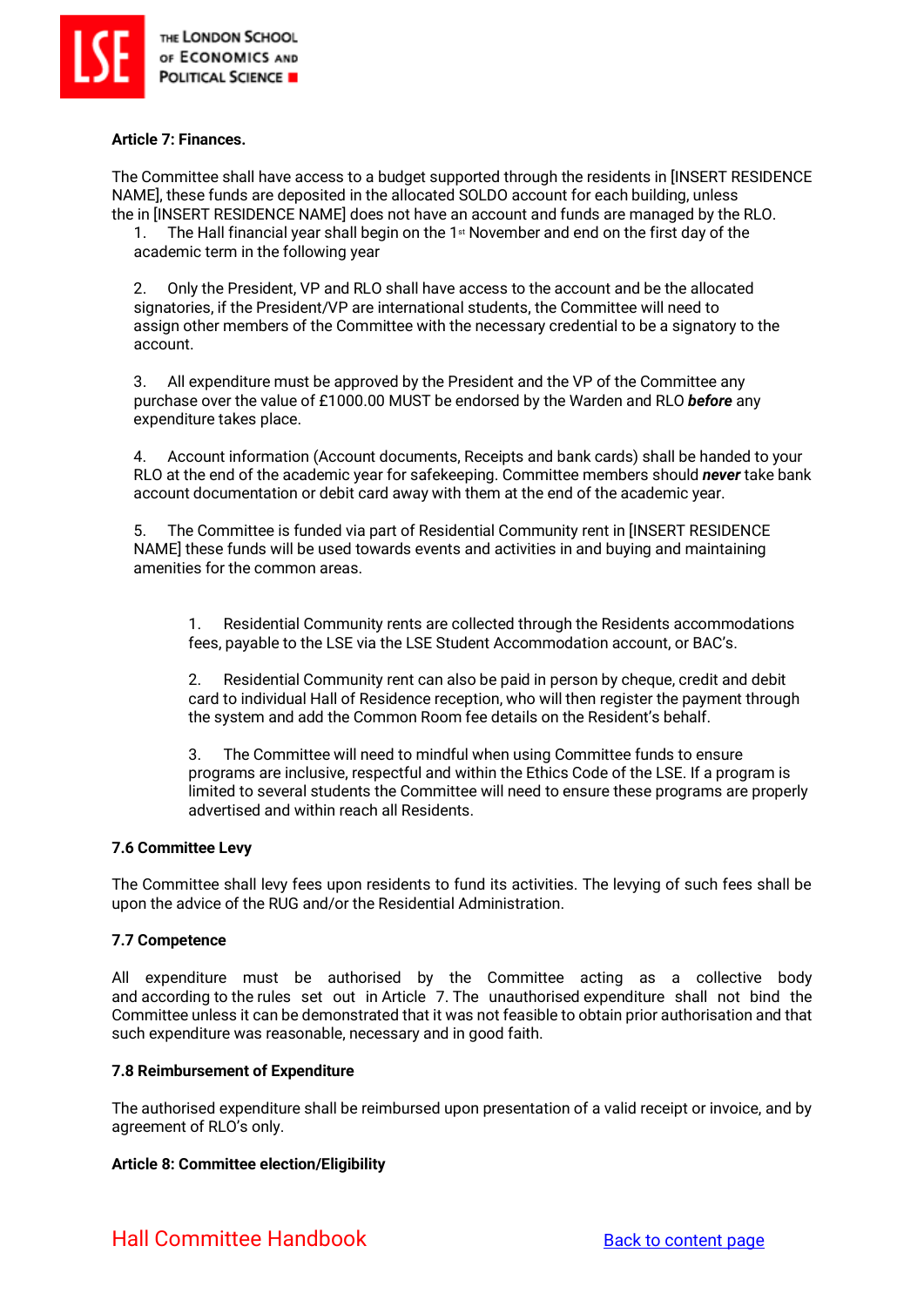**Article 7: Finances.**

The Committee shall have access to a budget supported through the residents in [INSERT RESIDENCE NAME], these funds are deposited in the allocated SOLDO account for each building, unless the in [INSERT RESIDENCE NAME] does not have an account and funds are managed by the RLO.

1. The Hall financial year shall begin on the 1st November and end on the first day of the academic term in the following year

2. Only the President, VP and RLO shall have access to the account and be the allocated signatories, if the President/VP are international students, the Committee will need to assign other members of the Committee with the necessary credential to be a signatory to the account.

3. All expenditure must be approved by the President and the VP of the Committee any purchase over the value of £1000.00 MUST be endorsed by the Warden and RLO ***before*** any expenditure takes place.

4. Account information (Account documents, Receipts and bank cards) shall be handed to your RLO at the end of the academic year for safekeeping. Committee members should ***never*** take bank account documentation or debit card away with them at the end of the academic year.

5. The Committee is funded via part of Residential Community rent in [INSERT RESIDENCE NAME] these funds will be used towards events and activities in and buying and maintaining amenities for the common areas.

    1. Residential Community rents are collected through the Residents accommodations fees, payable to the LSE via the LSE Student Accommodation account, or BAC's.

    2. Residential Community rent can also be paid in person by cheque, credit and debit card to individual Hall of Residence reception, who will then register the payment through the system and add the Common Room fee details on the Resident's behalf.

    3. The Committee will need to mindful when using Committee funds to ensure programs are inclusive, respectful and within the Ethics Code of the LSE. If a program is limited to several students the Committee will need to ensure these programs are properly advertised and within reach all Residents.

**7.6 Committee Levy**

The Committee shall levy fees upon residents to fund its activities. The levying of such fees shall be upon the advice of the RUG and/or the Residential Administration.

**7.7 Competence**

All expenditure must be authorised by the Committee acting as a collective body and according to the rules set out in Article 7. The unauthorised expenditure shall not bind the Committee unless it can be demonstrated that it was not feasible to obtain prior authorisation and that such expenditure was reasonable, necessary and in good faith.

**7.8 Reimbursement of Expenditure**

The authorised expenditure shall be reimbursed upon presentation of a valid receipt or invoice, and by agreement of RLO's only.

**Article 8: Committee election/Eligibility**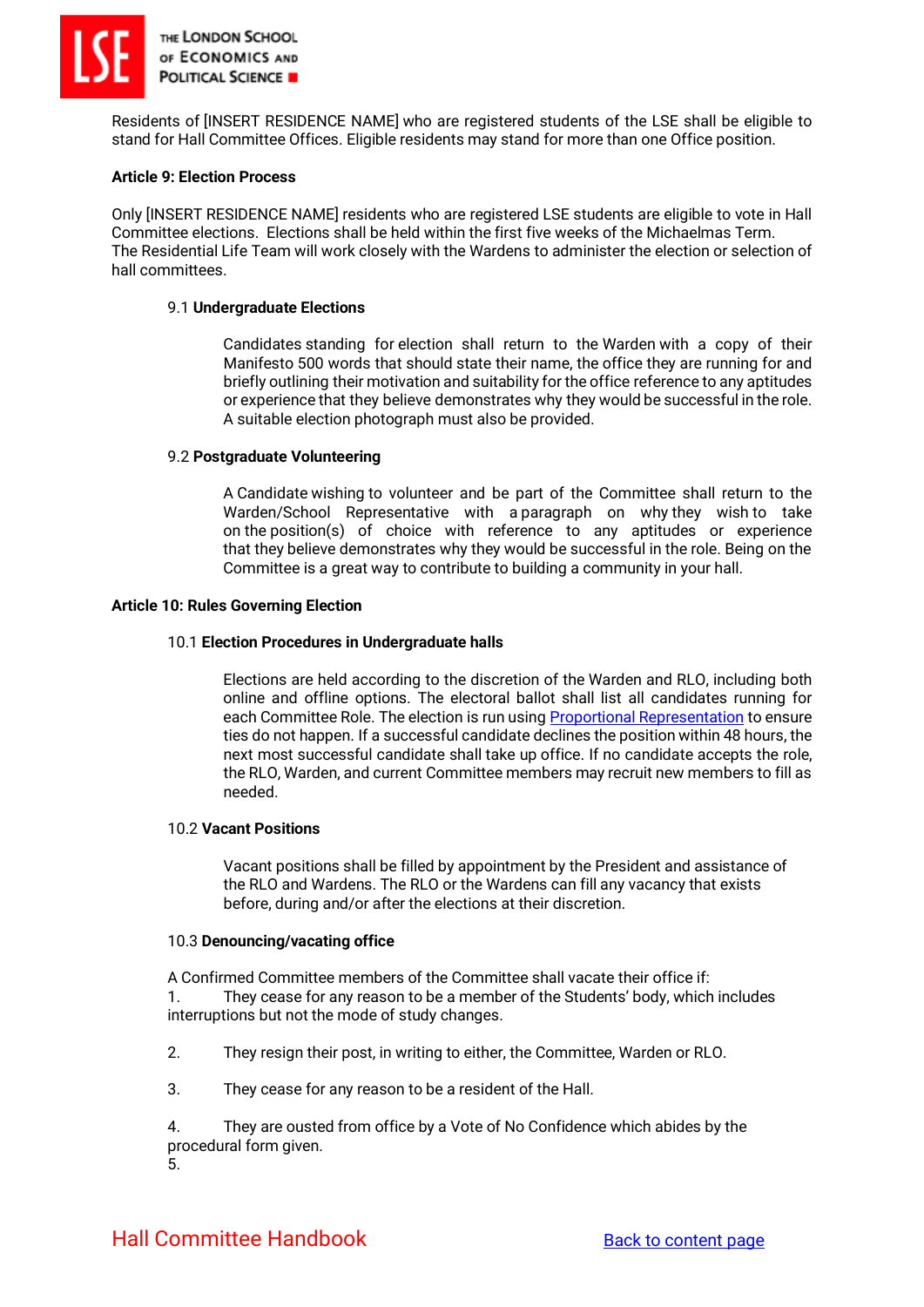Residents of [INSERT RESIDENCE NAME] who are registered students of the LSE shall be eligible to stand for Hall Committee Offices. Eligible residents may stand for more than one Office position.

**Article 9: Election Process**

Only [INSERT RESIDENCE NAME] residents who are registered LSE students are eligible to vote in Hall Committee elections. Elections shall be held within the first five weeks of the Michaelmas Term. The Residential Life Team will work closely with the Wardens to administer the election or selection of hall committees.

9.1 **Undergraduate Elections**

Candidates standing for election shall return to the Warden with a copy of their Manifesto 500 words that should state their name, the office they are running for and briefly outlining their motivation and suitability for the office reference to any aptitudes or experience that they believe demonstrates why they would be successful in the role. A suitable election photograph must also be provided.

9.2 **Postgraduate Volunteering**

A Candidate wishing to volunteer and be part of the Committee shall return to the Warden/School Representative with a paragraph on why they wish to take on the position(s) of choice with reference to any aptitudes or experience that they believe demonstrates why they would be successful in the role. Being on the Committee is a great way to contribute to building a community in your hall.

**Article 10: Rules Governing Election**

10.1 **Election Procedures in Undergraduate halls**

Elections are held according to the discretion of the Warden and RLO, including both online and offline options. The electoral ballot shall list all candidates running for each Committee Role. The election is run using [Proportional Representation] to ensure ties do not happen. If a successful candidate declines the position within 48 hours, the next most successful candidate shall take up office. If no candidate accepts the role, the RLO, Warden, and current Committee members may recruit new members to fill as needed.

10.2 **Vacant Positions**

Vacant positions shall be filled by appointment by the President and assistance of the RLO and Wardens. The RLO or the Wardens can fill any vacancy that exists before, during and/or after the elections at their discretion.

10.3 **Denouncing/vacating office**

A Confirmed Committee members of the Committee shall vacate their office if:

1. They cease for any reason to be a member of the Students' body, which includes interruptions but not the mode of study changes.

2. They resign their post, in writing to either, the Committee, Warden or RLO.

3. They cease for any reason to be a resident of the Hall.

4. They are ousted from office by a Vote of No Confidence which abides by the procedural form given.

5.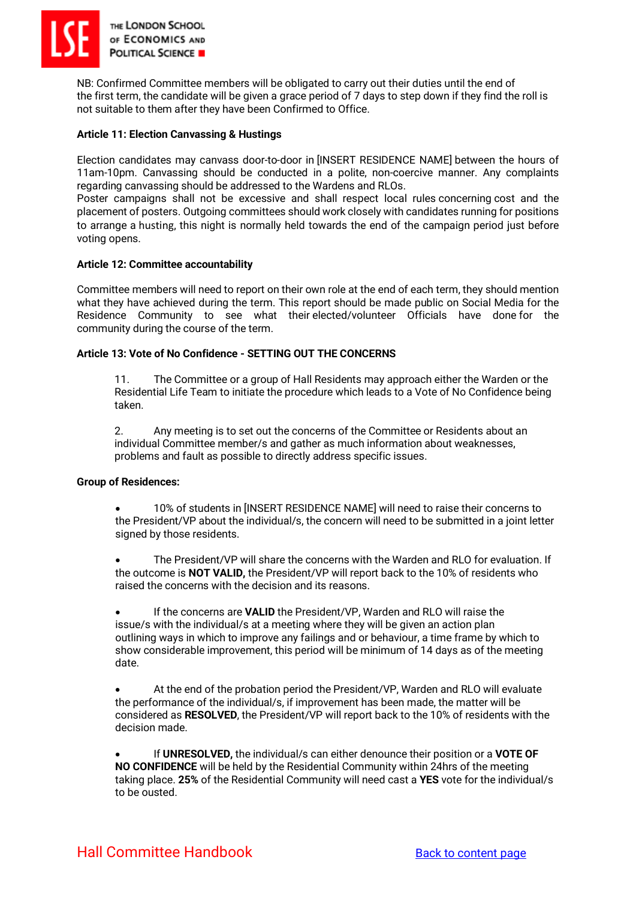NB: Confirmed Committee members will be obligated to carry out their duties until the end of the first term, the candidate will be given a grace period of 7 days to step down if they find the roll is not suitable to them after they have been Confirmed to Office.

**Article 11: Election Canvassing & Hustings**

Election candidates may canvass door-to-door in [INSERT RESIDENCE NAME] between the hours of 11am-10pm. Canvassing should be conducted in a polite, non-coercive manner. Any complaints regarding canvassing should be addressed to the Wardens and RLOs.

Poster campaigns shall not be excessive and shall respect local rules concerning cost and the placement of posters. Outgoing committees should work closely with candidates running for positions to arrange a husting, this night is normally held towards the end of the campaign period just before voting opens.

**Article 12: Committee accountability**

Committee members will need to report on their own role at the end of each term, they should mention what they have achieved during the term. This report should be made public on Social Media for the Residence Community to see what their elected/volunteer Officials have done for the community during the course of the term.

**Article 13: Vote of No Confidence - SETTING OUT THE CONCERNS**

11. The Committee or a group of Hall Residents may approach either the Warden or the Residential Life Team to initiate the procedure which leads to a Vote of No Confidence being taken.

2. Any meeting is to set out the concerns of the Committee or Residents about an individual Committee member/s and gather as much information about weaknesses, problems and fault as possible to directly address specific issues.

**Group of Residences:**

- 10% of students in [INSERT RESIDENCE NAME] will need to raise their concerns to the President/VP about the individual/s, the concern will need to be submitted in a joint letter signed by those residents.

- The President/VP will share the concerns with the Warden and RLO for evaluation. If the outcome is **NOT VALID,** the President/VP will report back to the 10% of residents who raised the concerns with the decision and its reasons.

- If the concerns are **VALID** the President/VP, Warden and RLO will raise the issue/s with the individual/s at a meeting where they will be given an action plan outlining ways in which to improve any failings and or behaviour, a time frame by which to show considerable improvement, this period will be minimum of 14 days as of the meeting date.

- At the end of the probation period the President/VP, Warden and RLO will evaluate the performance of the individual/s, if improvement has been made, the matter will be considered as **RESOLVED**, the President/VP will report back to the 10% of residents with the decision made.

- If **UNRESOLVED,** the individual/s can either denounce their position or a **VOTE OF NO CONFIDENCE** will be held by the Residential Community within 24hrs of the meeting taking place. **25%** of the Residential Community will need cast a **YES** vote for the individual/s to be ousted.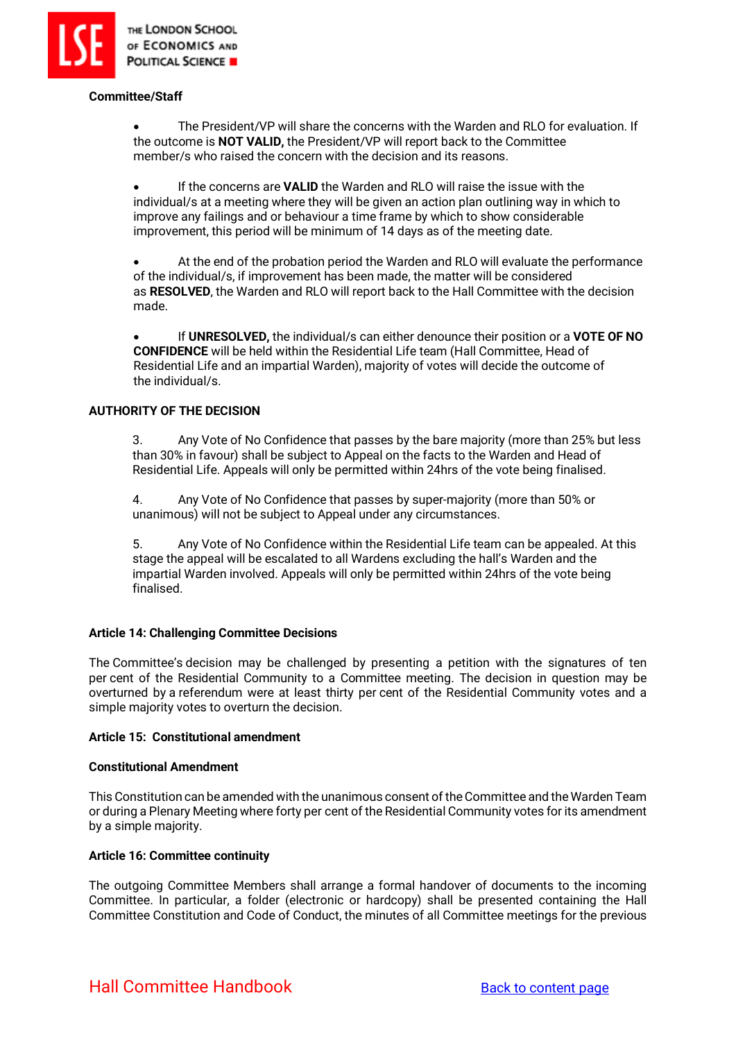**Committee/Staff**

- The President/VP will share the concerns with the Warden and RLO for evaluation. If the outcome is **NOT VALID,** the President/VP will report back to the Committee member/s who raised the concern with the decision and its reasons.

- If the concerns are **VALID** the Warden and RLO will raise the issue with the individual/s at a meeting where they will be given an action plan outlining way in which to improve any failings and or behaviour a time frame by which to show considerable improvement, this period will be minimum of 14 days as of the meeting date.

- At the end of the probation period the Warden and RLO will evaluate the performance of the individual/s, if improvement has been made, the matter will be considered as **RESOLVED**, the Warden and RLO will report back to the Hall Committee with the decision made.

- If **UNRESOLVED,** the individual/s can either denounce their position or a **VOTE OF NO CONFIDENCE** will be held within the Residential Life team (Hall Committee, Head of Residential Life and an impartial Warden), majority of votes will decide the outcome of the individual/s.

**AUTHORITY OF THE DECISION**

3. Any Vote of No Confidence that passes by the bare majority (more than 25% but less than 30% in favour) shall be subject to Appeal on the facts to the Warden and Head of Residential Life. Appeals will only be permitted within 24hrs of the vote being finalised.

4. Any Vote of No Confidence that passes by super-majority (more than 50% or unanimous) will not be subject to Appeal under any circumstances.

5. Any Vote of No Confidence within the Residential Life team can be appealed. At this stage the appeal will be escalated to all Wardens excluding the hall's Warden and the impartial Warden involved. Appeals will only be permitted within 24hrs of the vote being finalised.

**Article 14: Challenging Committee Decisions**

The Committee's decision may be challenged by presenting a petition with the signatures of ten per cent of the Residential Community to a Committee meeting. The decision in question may be overturned by a referendum were at least thirty per cent of the Residential Community votes and a simple majority votes to overturn the decision.

**Article 15: Constitutional amendment**

**Constitutional Amendment**

This Constitution can be amended with the unanimous consent of the Committee and the Warden Team or during a Plenary Meeting where forty per cent of the Residential Community votes for its amendment by a simple majority.

**Article 16: Committee continuity**

The outgoing Committee Members shall arrange a formal handover of documents to the incoming Committee. In particular, a folder (electronic or hardcopy) shall be presented containing the Hall Committee Constitution and Code of Conduct, the minutes of all Committee meetings for the previous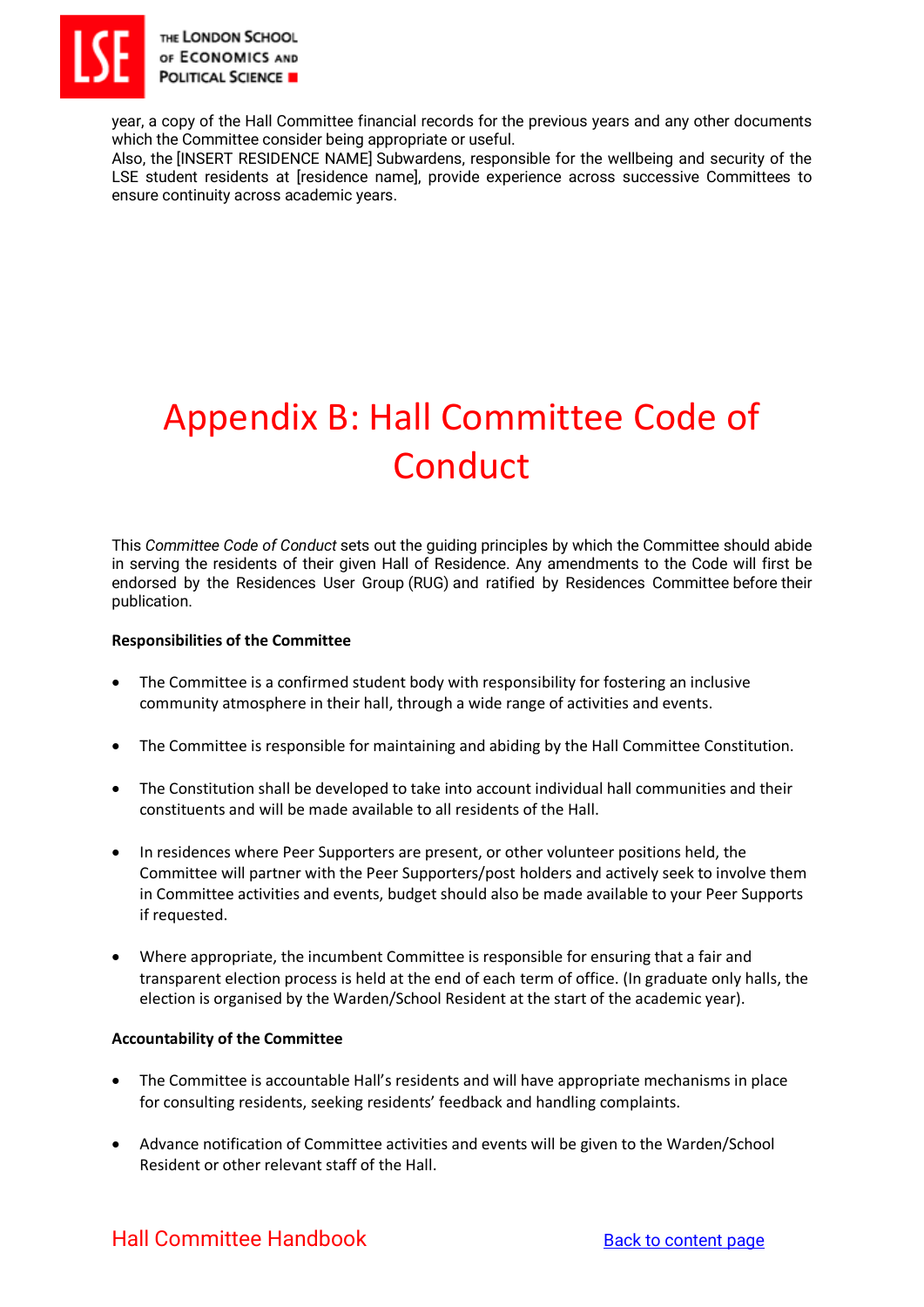year, a copy of the Hall Committee financial records for the previous years and any other documents which the Committee consider being appropriate or useful.
Also, the [INSERT RESIDENCE NAME] Subwardens, responsible for the wellbeing and security of the LSE student residents at [residence name], provide experience across successive Committees to ensure continuity across academic years.

# Appendix B: Hall Committee Code of Conduct

This *Committee Code of Conduct* sets out the guiding principles by which the Committee should abide in serving the residents of their given Hall of Residence. Any amendments to the Code will first be endorsed by the Residences User Group (RUG) and ratified by Residences Committee before their publication.

**Responsibilities of the Committee**

- The Committee is a confirmed student body with responsibility for fostering an inclusive community atmosphere in their hall, through a wide range of activities and events.
- The Committee is responsible for maintaining and abiding by the Hall Committee Constitution.
- The Constitution shall be developed to take into account individual hall communities and their constituents and will be made available to all residents of the Hall.
- In residences where Peer Supporters are present, or other volunteer positions held, the Committee will partner with the Peer Supporters/post holders and actively seek to involve them in Committee activities and events, budget should also be made available to your Peer Supports if requested.
- Where appropriate, the incumbent Committee is responsible for ensuring that a fair and transparent election process is held at the end of each term of office. (In graduate only halls, the election is organised by the Warden/School Resident at the start of the academic year).

**Accountability of the Committee**

- The Committee is accountable Hall's residents and will have appropriate mechanisms in place for consulting residents, seeking residents' feedback and handling complaints.
- Advance notification of Committee activities and events will be given to the Warden/School Resident or other relevant staff of the Hall.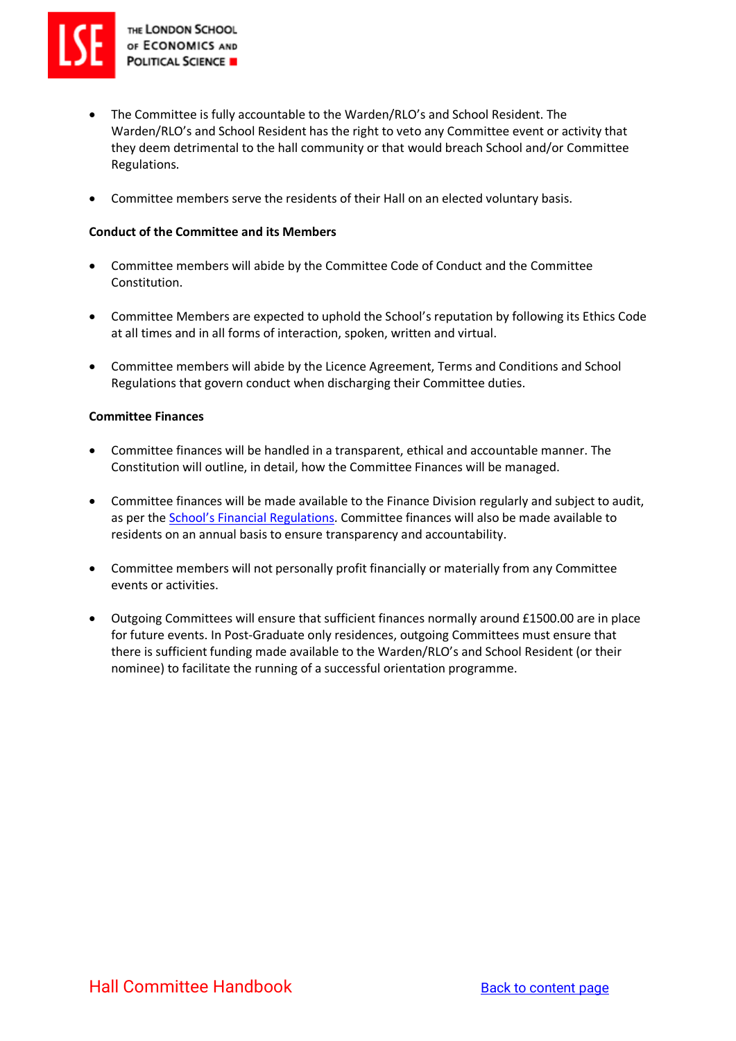- The Committee is fully accountable to the Warden/RLO's and School Resident. The Warden/RLO's and School Resident has the right to veto any Committee event or activity that they deem detrimental to the hall community or that would breach School and/or Committee Regulations.

- Committee members serve the residents of their Hall on an elected voluntary basis.

**Conduct of the Committee and its Members**

- Committee members will abide by the Committee Code of Conduct and the Committee Constitution.

- Committee Members are expected to uphold the School's reputation by following its Ethics Code at all times and in all forms of interaction, spoken, written and virtual.

- Committee members will abide by the Licence Agreement, Terms and Conditions and School Regulations that govern conduct when discharging their Committee duties.

**Committee Finances**

- Committee finances will be handled in a transparent, ethical and accountable manner. The Constitution will outline, in detail, how the Committee Finances will be managed.

- Committee finances will be made available to the Finance Division regularly and subject to audit, as per the School's Financial Regulations. Committee finances will also be made available to residents on an annual basis to ensure transparency and accountability.

- Committee members will not personally profit financially or materially from any Committee events or activities.

- Outgoing Committees will ensure that sufficient finances normally around £1500.00 are in place for future events. In Post-Graduate only residences, outgoing Committees must ensure that there is sufficient funding made available to the Warden/RLO's and School Resident (or their nominee) to facilitate the running of a successful orientation programme.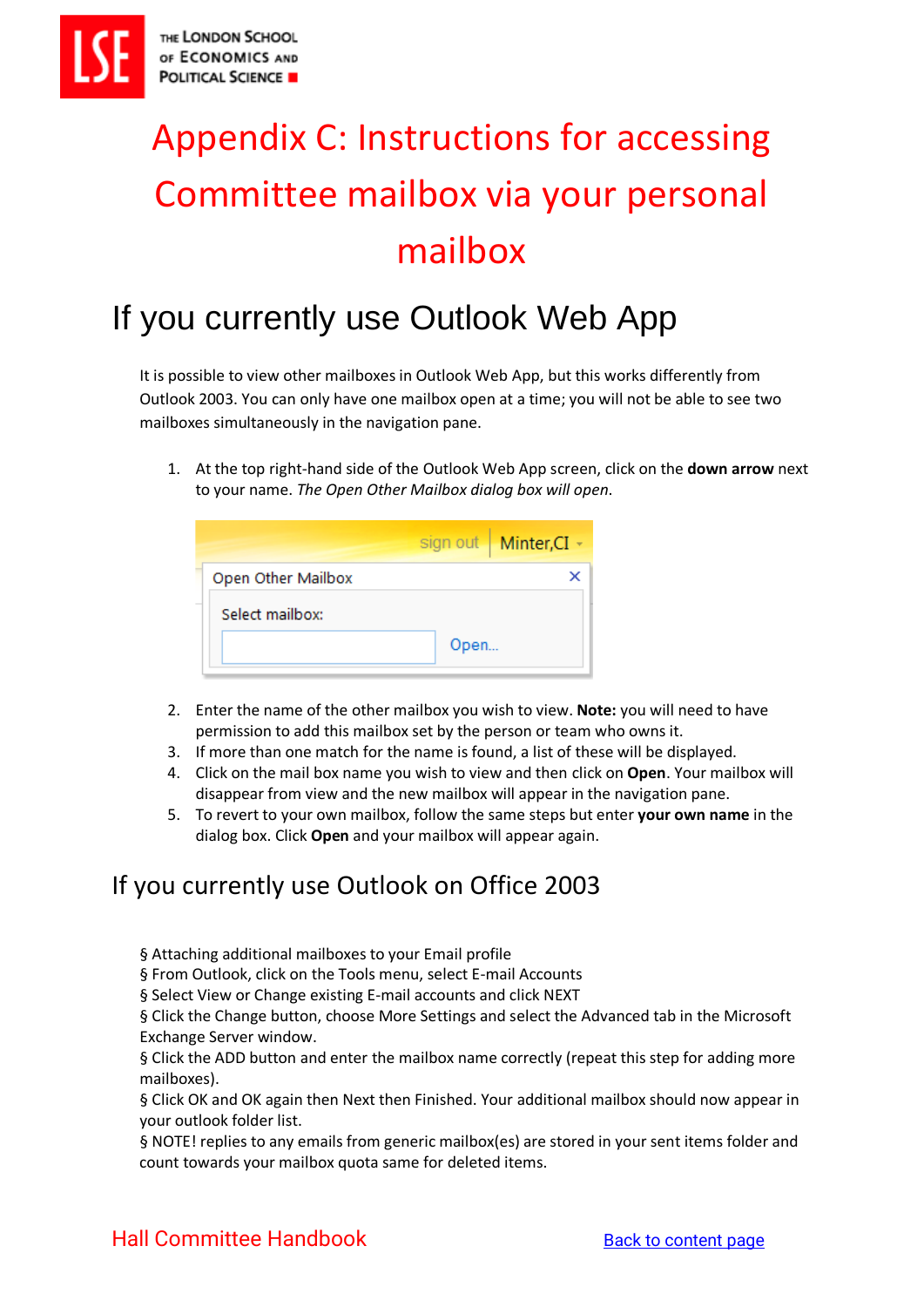# Appendix C: Instructions for accessing Committee mailbox via your personal mailbox

## If you currently use Outlook Web App

It is possible to view other mailboxes in Outlook Web App, but this works differently from Outlook 2003. You can only have one mailbox open at a time; you will not be able to see two mailboxes simultaneously in the navigation pane.

1. At the top right-hand side of the Outlook Web App screen, click on the **down arrow** next to your name. *The Open Other Mailbox dialog box will open*.
2. Enter the name of the other mailbox you wish to view. **Note:** you will need to have permission to add this mailbox set by the person or team who owns it.
3. If more than one match for the name is found, a list of these will be displayed.
4. Click on the mail box name you wish to view and then click on **Open**. Your mailbox will disappear from view and the new mailbox will appear in the navigation pane.
5. To revert to your own mailbox, follow the same steps but enter **your own name** in the dialog box. Click **Open** and your mailbox will appear again.

## If you currently use Outlook on Office 2003

§ Attaching additional mailboxes to your Email profile
§ From Outlook, click on the Tools menu, select E-mail Accounts
§ Select View or Change existing E-mail accounts and click NEXT
§ Click the Change button, choose More Settings and select the Advanced tab in the Microsoft Exchange Server window.
§ Click the ADD button and enter the mailbox name correctly (repeat this step for adding more mailboxes).
§ Click OK and OK again then Next then Finished. Your additional mailbox should now appear in your outlook folder list.
§ NOTE! replies to any emails from generic mailbox(es) are stored in your sent items folder and count towards your mailbox quota same for deleted items.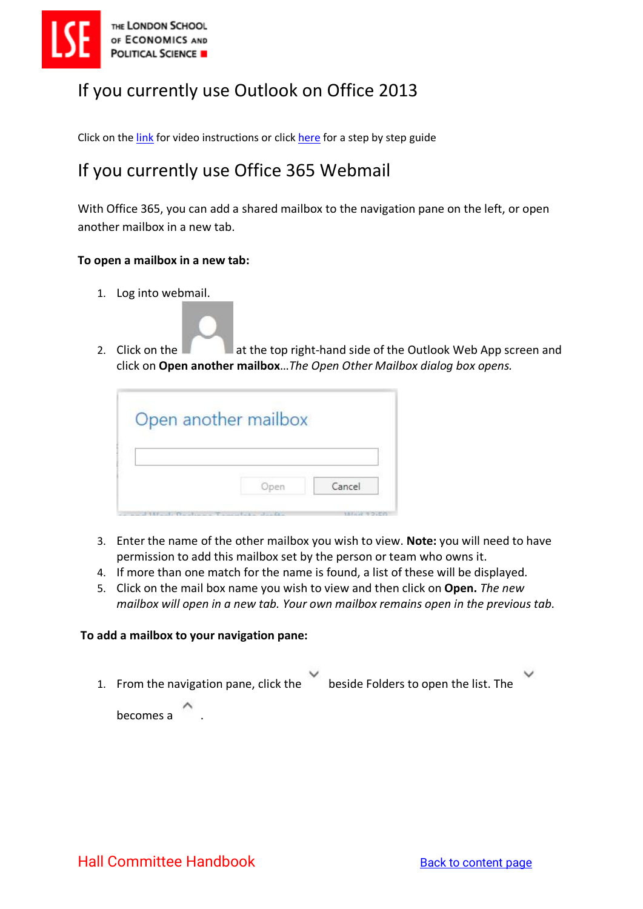## If you currently use Outlook on Office 2013

Click on the link for video instructions or click here for a step by step guide

## If you currently use Office 365 Webmail

With Office 365, you can add a shared mailbox to the navigation pane on the left, or open another mailbox in a new tab.

**To open a mailbox in a new tab:**

1. Log into webmail.
2. Click on the at the top right-hand side of the Outlook Web App screen and click on **Open another mailbox**…*The Open Other Mailbox dialog box opens.*
3. Enter the name of the other mailbox you wish to view. **Note:** you will need to have permission to add this mailbox set by the person or team who owns it.
4. If more than one match for the name is found, a list of these will be displayed.
5. Click on the mail box name you wish to view and then click on **Open.** *The new mailbox will open in a new tab. Your own mailbox remains open in the previous tab.*

**To add a mailbox to your navigation pane:**

1. From the navigation pane, click the beside Folders to open the list. The becomes a .

Hall Committee Handbook

Back to content page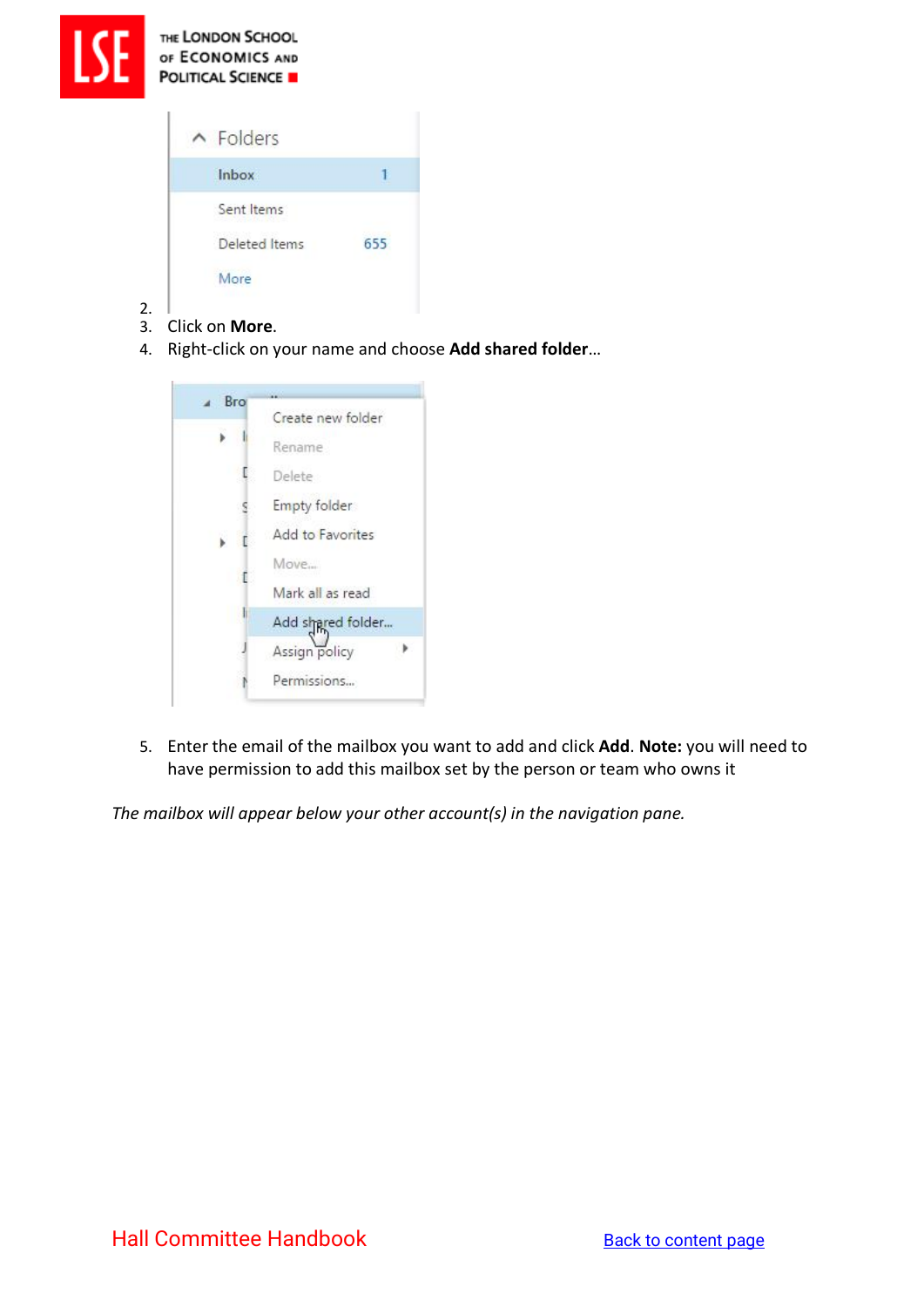2.
3. Click on **More**.
4. Right-click on your name and choose **Add shared folder**...

5. Enter the email of the mailbox you want to add and click **Add**. **Note:** you will need to have permission to add this mailbox set by the person or team who owns it

*The mailbox will appear below your other account(s) in the navigation pane.*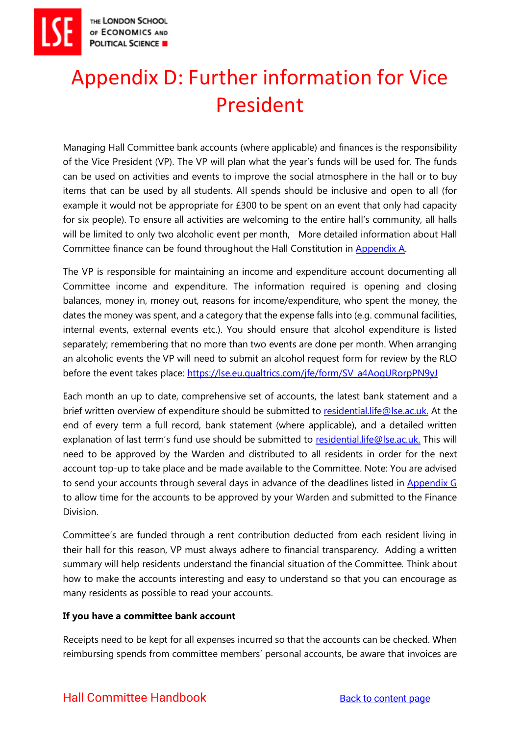# Appendix D: Further information for Vice President

Managing Hall Committee bank accounts (where applicable) and finances is the responsibility of the Vice President (VP). The VP will plan what the year's funds will be used for. The funds can be used on activities and events to improve the social atmosphere in the hall or to buy items that can be used by all students. All spends should be inclusive and open to all (for example it would not be appropriate for £300 to be spent on an event that only had capacity for six people). To ensure all activities are welcoming to the entire hall's community, all halls will be limited to only two alcoholic event per month, More detailed information about Hall Committee finance can be found throughout the Hall Constitution in [Appendix A](#).

The VP is responsible for maintaining an income and expenditure account documenting all Committee income and expenditure. The information required is opening and closing balances, money in, money out, reasons for income/expenditure, who spent the money, the dates the money was spent, and a category that the expense falls into (e.g. communal facilities, internal events, external events etc.). You should ensure that alcohol expenditure is listed separately; remembering that no more than two events are done per month. When arranging an alcoholic events the VP will need to submit an alcohol request form for review by the RLO before the event takes place: https://lse.eu.qualtrics.com/jfe/form/SV_a4AoqURorpPN9yJ

Each month an up to date, comprehensive set of accounts, the latest bank statement and a brief written overview of expenditure should be submitted to residential.life@lse.ac.uk. At the end of every term a full record, bank statement (where applicable), and a detailed written explanation of last term's fund use should be submitted to residential.life@lse.ac.uk. This will need to be approved by the Warden and distributed to all residents in order for the next account top-up to take place and be made available to the Committee. Note: You are advised to send your accounts through several days in advance of the deadlines listed in [Appendix G](#) to allow time for the accounts to be approved by your Warden and submitted to the Finance Division.

Committee's are funded through a rent contribution deducted from each resident living in their hall for this reason, VP must always adhere to financial transparency. Adding a written summary will help residents understand the financial situation of the Committee. Think about how to make the accounts interesting and easy to understand so that you can encourage as many residents as possible to read your accounts.

**If you have a committee bank account**

Receipts need to be kept for all expenses incurred so that the accounts can be checked. When reimbursing spends from committee members' personal accounts, be aware that invoices are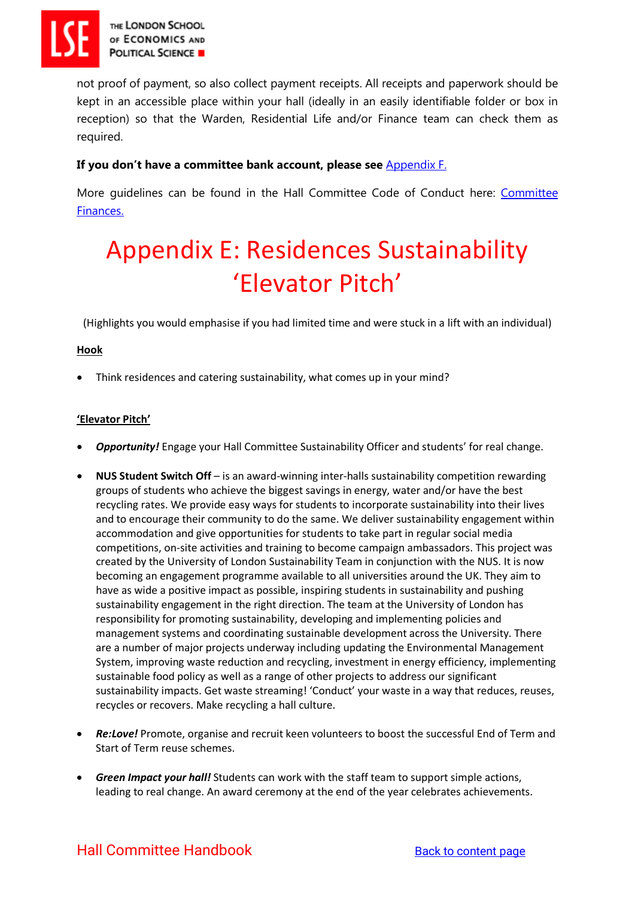not proof of payment, so also collect payment receipts. All receipts and paperwork should be kept in an accessible place within your hall (ideally in an easily identifiable folder or box in reception) so that the Warden, Residential Life and/or Finance team can check them as required.

**If you don't have a committee bank account, please see** [Appendix F.](#)

More guidelines can be found in the Hall Committee Code of Conduct here: [Committee Finances.](#)

# Appendix E: Residences Sustainability 'Elevator Pitch'

(Highlights you would emphasise if you had limited time and were stuck in a lift with an individual)

**Hook**

- Think residences and catering sustainability, what comes up in your mind?

**'Elevator Pitch'**

- ***Opportunity!*** Engage your Hall Committee Sustainability Officer and students' for real change.

- **NUS Student Switch Off** – is an award-winning inter-halls sustainability competition rewarding groups of students who achieve the biggest savings in energy, water and/or have the best recycling rates. We provide easy ways for students to incorporate sustainability into their lives and to encourage their community to do the same. We deliver sustainability engagement within accommodation and give opportunities for students to take part in regular social media competitions, on-site activities and training to become campaign ambassadors. This project was created by the University of London Sustainability Team in conjunction with the NUS. It is now becoming an engagement programme available to all universities around the UK. They aim to have as wide a positive impact as possible, inspiring students in sustainability and pushing sustainability engagement in the right direction. The team at the University of London has responsibility for promoting sustainability, developing and implementing policies and management systems and coordinating sustainable development across the University. There are a number of major projects underway including updating the Environmental Management System, improving waste reduction and recycling, investment in energy efficiency, implementing sustainable food policy as well as a range of other projects to address our significant sustainability impacts. Get waste streaming! 'Conduct' your waste in a way that reduces, reuses, recycles or recovers. Make recycling a hall culture.

- ***Re:Love!*** Promote, organise and recruit keen volunteers to boost the successful End of Term and Start of Term reuse schemes.

- ***Green Impact your hall!*** Students can work with the staff team to support simple actions, leading to real change. An award ceremony at the end of the year celebrates achievements.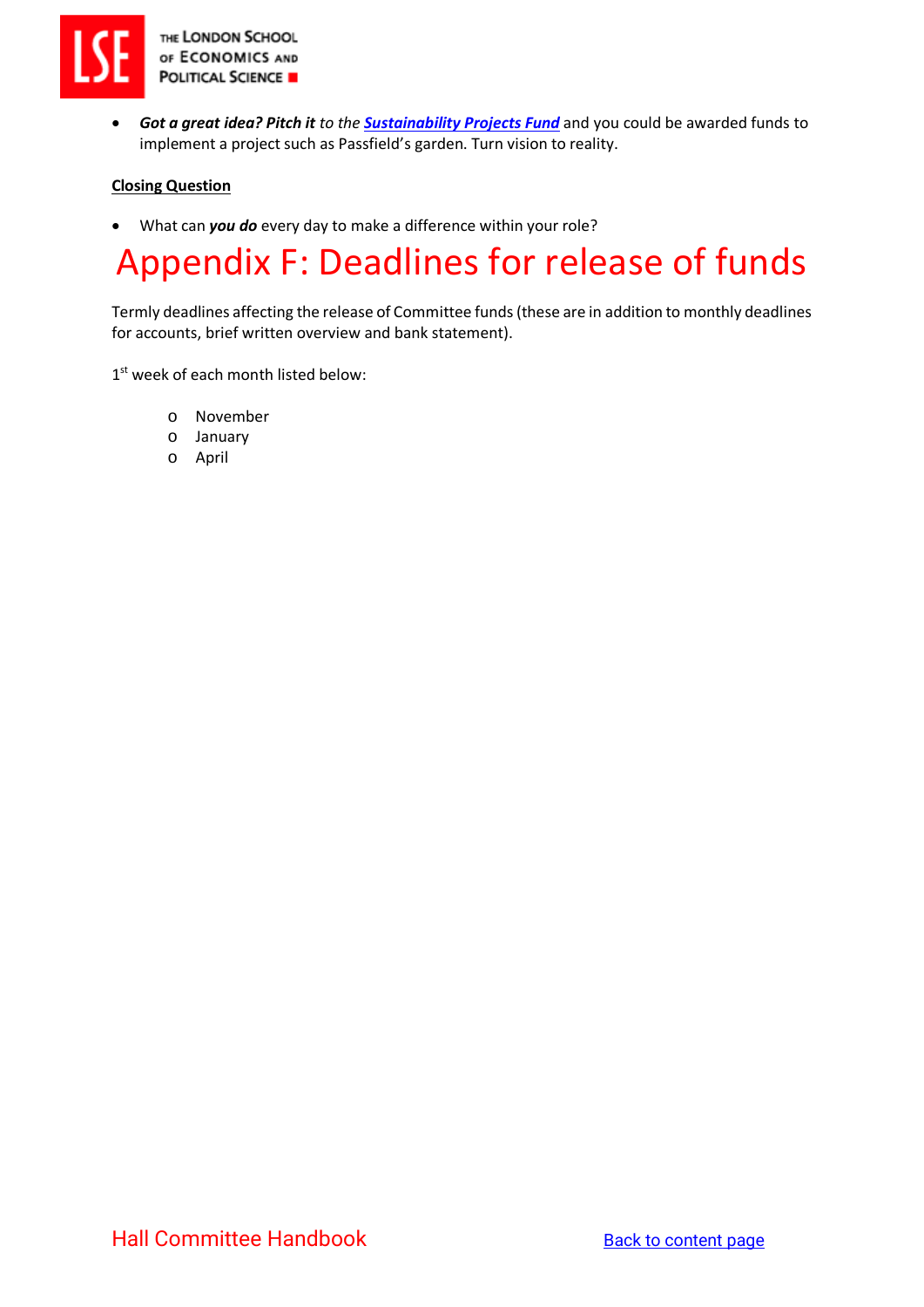- ***Got a great idea? Pitch it*** *to the* [***Sustainability Projects Fund***]() and you could be awarded funds to implement a project such as Passfield's garden. Turn vision to reality.

**Closing Question**

- What can ***you do*** every day to make a difference within your role?

# Appendix F: Deadlines for release of funds

Termly deadlines affecting the release of Committee funds (these are in addition to monthly deadlines for accounts, brief written overview and bank statement).

1st week of each month listed below:

- November
- January
- April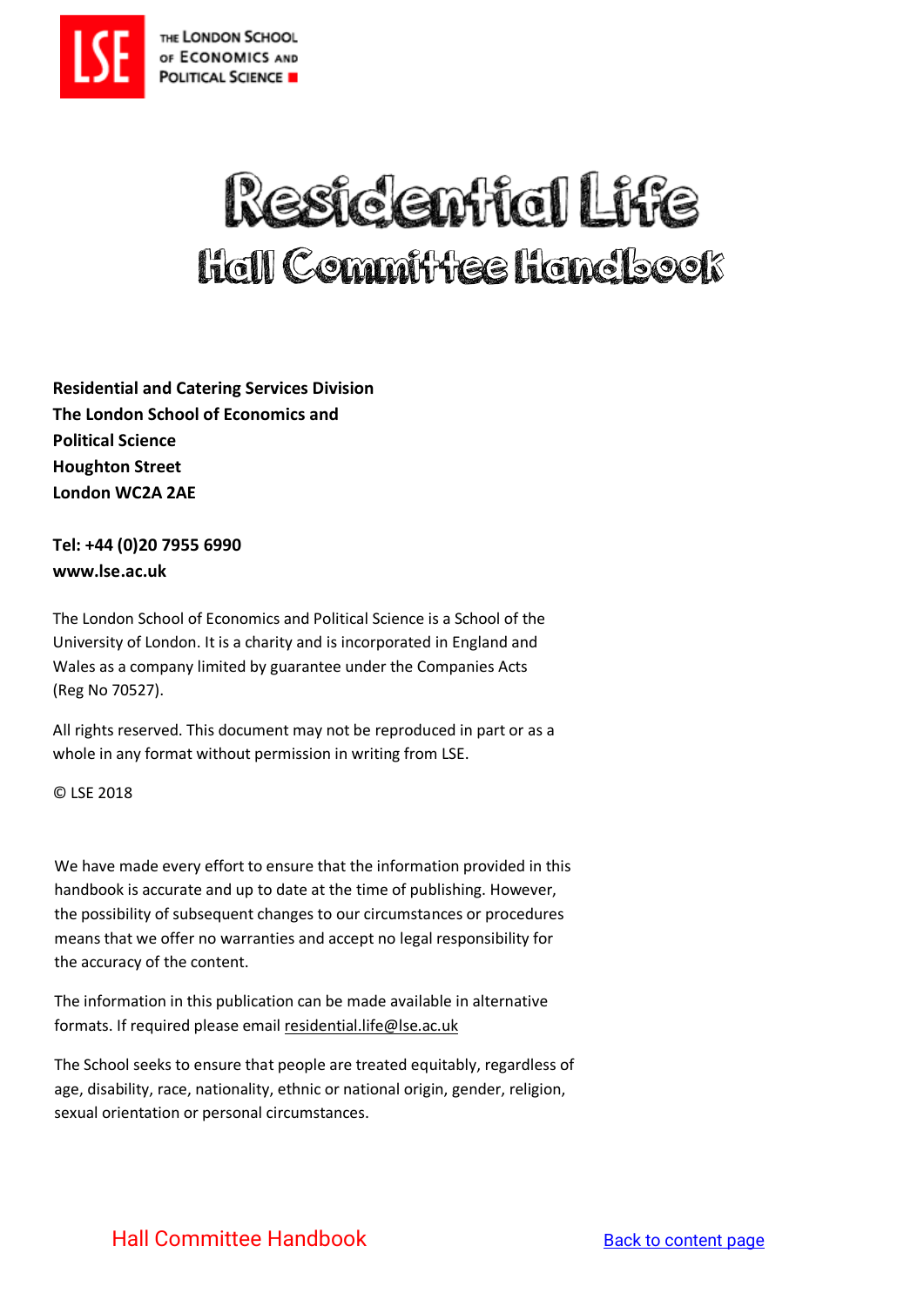THE LONDON SCHOOL OF ECONOMICS AND POLITICAL SCIENCE

# Residential Life

## Hall Committee Handbook

**Residential and Catering Services Division**
**The London School of Economics and Political Science**
**Houghton Street**
**London WC2A 2AE**

**Tel: +44 (0)20 7955 6990**
**www.lse.ac.uk**

The London School of Economics and Political Science is a School of the University of London. It is a charity and is incorporated in England and Wales as a company limited by guarantee under the Companies Acts (Reg No 70527).

All rights reserved. This document may not be reproduced in part or as a whole in any format without permission in writing from LSE.

© LSE 2018

We have made every effort to ensure that the information provided in this handbook is accurate and up to date at the time of publishing. However, the possibility of subsequent changes to our circumstances or procedures means that we offer no warranties and accept no legal responsibility for the accuracy of the content.

The information in this publication can be made available in alternative formats. If required please email residential.life@lse.ac.uk

The School seeks to ensure that people are treated equitably, regardless of age, disability, race, nationality, ethnic or national origin, gender, religion, sexual orientation or personal circumstances.